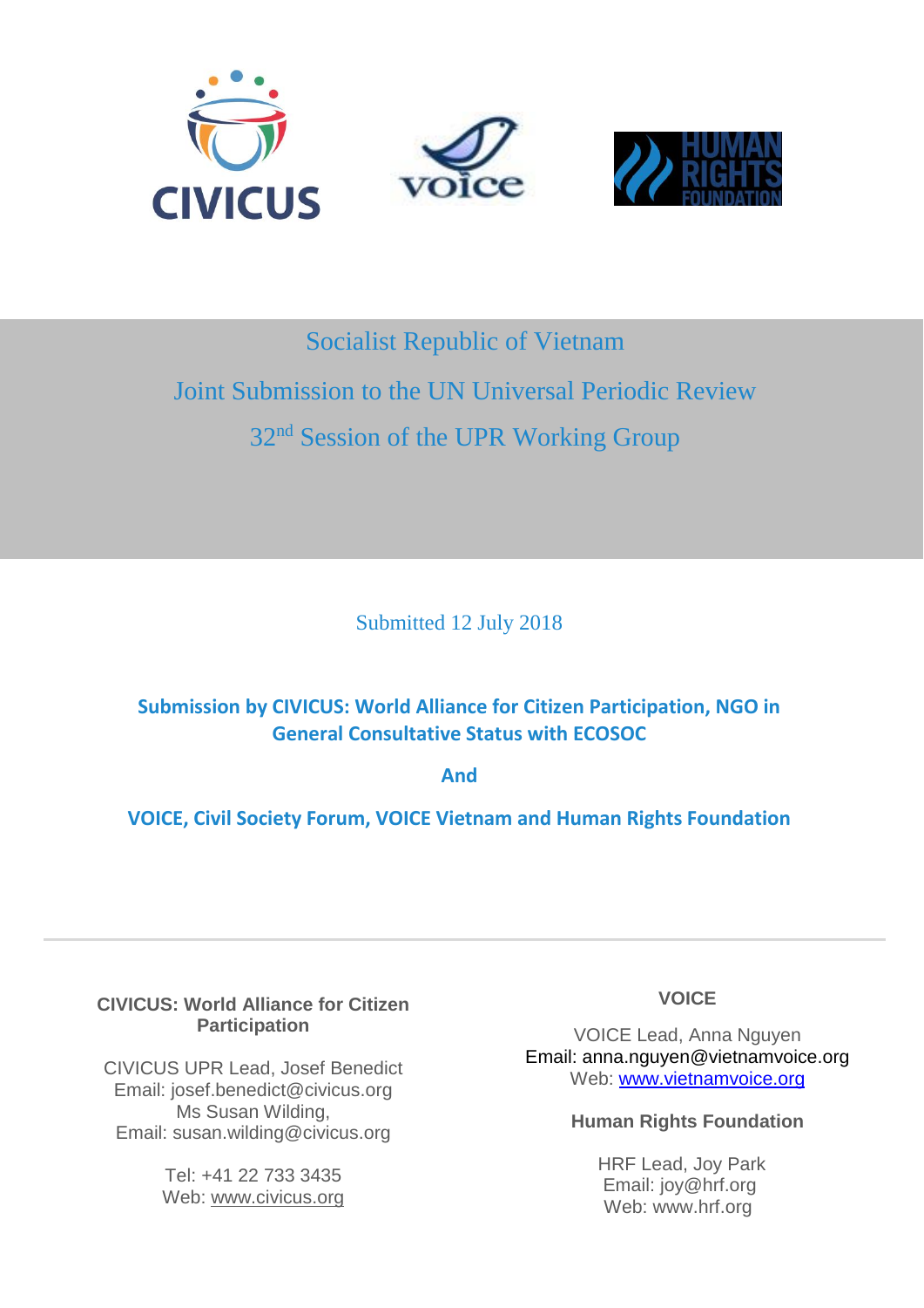# Socialist Republic of Vietnam

## Joint Submission to the UN Universal Periodic Review

## 32nd Session of the UPR Working Group

Submitted 12 July 2018

**Submission by CIVICUS: World Alliance for Citizen Participation, NGO in General Consultative Status with ECOSOC**

**And**

**VOICE, Civil Society Forum, VOICE Vietnam and Human Rights Foundation**

---

**CIVICUS: World Alliance for Citizen Participation**

CIVICUS UPR Lead, Josef Benedict
Email: josef.benedict@civicus.org
Ms Susan Wilding,
Email: susan.wilding@civicus.org

Tel: +41 22 733 3435
Web: www.civicus.org

**VOICE**

VOICE Lead, Anna Nguyen
Email: anna.nguyen@vietnamvoice.org
Web: www.vietnamvoice.org

**Human Rights Foundation**

HRF Lead, Joy Park
Email: joy@hrf.org
Web: www.hrf.org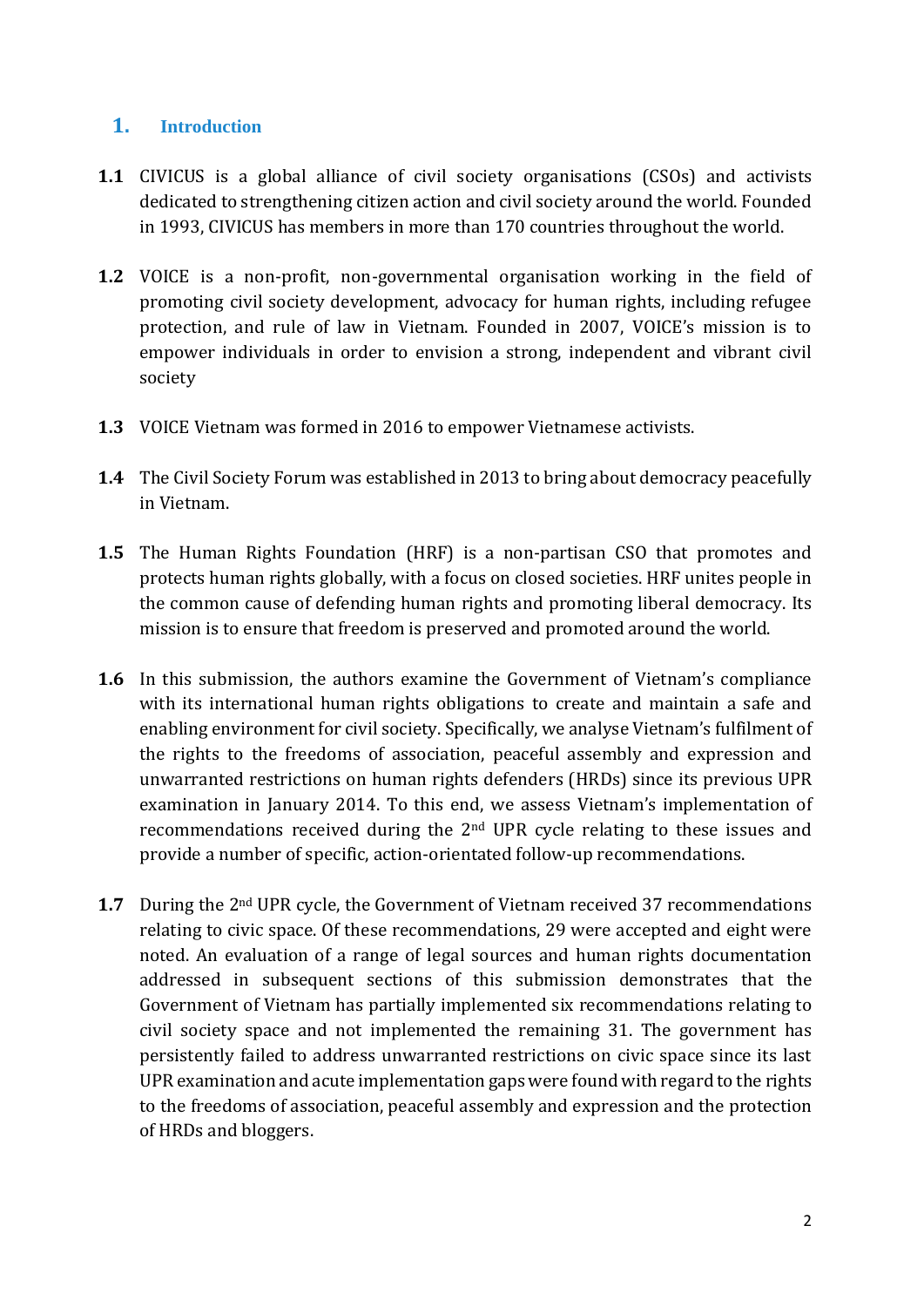## 1. Introduction

**1.1** CIVICUS is a global alliance of civil society organisations (CSOs) and activists dedicated to strengthening citizen action and civil society around the world. Founded in 1993, CIVICUS has members in more than 170 countries throughout the world.

**1.2** VOICE is a non-profit, non-governmental organisation working in the field of promoting civil society development, advocacy for human rights, including refugee protection, and rule of law in Vietnam. Founded in 2007, VOICE's mission is to empower individuals in order to envision a strong, independent and vibrant civil society

**1.3** VOICE Vietnam was formed in 2016 to empower Vietnamese activists.

**1.4** The Civil Society Forum was established in 2013 to bring about democracy peacefully in Vietnam.

**1.5** The Human Rights Foundation (HRF) is a non-partisan CSO that promotes and protects human rights globally, with a focus on closed societies. HRF unites people in the common cause of defending human rights and promoting liberal democracy. Its mission is to ensure that freedom is preserved and promoted around the world.

**1.6** In this submission, the authors examine the Government of Vietnam's compliance with its international human rights obligations to create and maintain a safe and enabling environment for civil society. Specifically, we analyse Vietnam's fulfilment of the rights to the freedoms of association, peaceful assembly and expression and unwarranted restrictions on human rights defenders (HRDs) since its previous UPR examination in January 2014. To this end, we assess Vietnam's implementation of recommendations received during the 2nd UPR cycle relating to these issues and provide a number of specific, action-orientated follow-up recommendations.

**1.7** During the 2nd UPR cycle, the Government of Vietnam received 37 recommendations relating to civic space. Of these recommendations, 29 were accepted and eight were noted. An evaluation of a range of legal sources and human rights documentation addressed in subsequent sections of this submission demonstrates that the Government of Vietnam has partially implemented six recommendations relating to civil society space and not implemented the remaining 31. The government has persistently failed to address unwarranted restrictions on civic space since its last UPR examination and acute implementation gaps were found with regard to the rights to the freedoms of association, peaceful assembly and expression and the protection of HRDs and bloggers.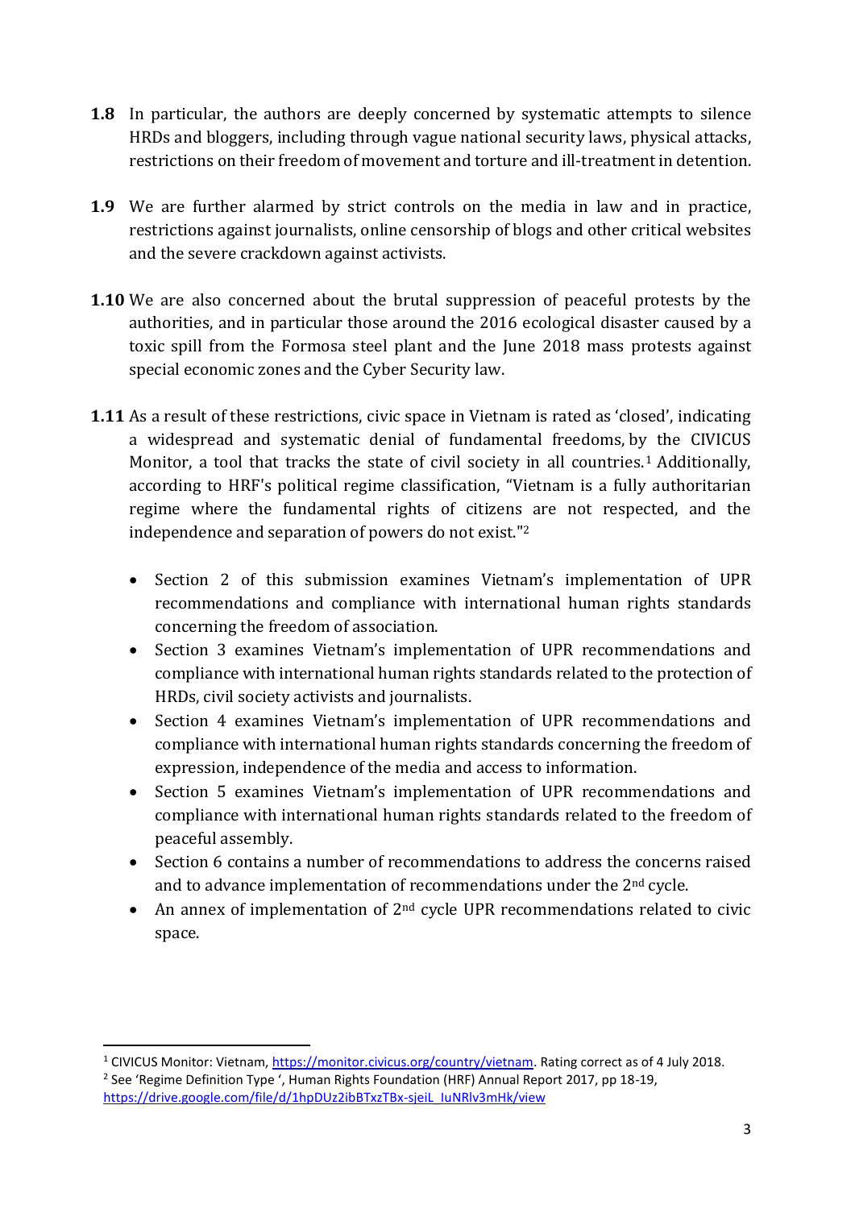**1.8** In particular, the authors are deeply concerned by systematic attempts to silence HRDs and bloggers, including through vague national security laws, physical attacks, restrictions on their freedom of movement and torture and ill-treatment in detention.

**1.9** We are further alarmed by strict controls on the media in law and in practice, restrictions against journalists, online censorship of blogs and other critical websites and the severe crackdown against activists.

**1.10** We are also concerned about the brutal suppression of peaceful protests by the authorities, and in particular those around the 2016 ecological disaster caused by a toxic spill from the Formosa steel plant and the June 2018 mass protests against special economic zones and the Cyber Security law.

**1.11** As a result of these restrictions, civic space in Vietnam is rated as 'closed', indicating a widespread and systematic denial of fundamental freedoms, by the CIVICUS Monitor, a tool that tracks the state of civil society in all countries.[1] Additionally, according to HRF's political regime classification, "Vietnam is a fully authoritarian regime where the fundamental rights of citizens are not respected, and the independence and separation of powers do not exist."[2]

- Section 2 of this submission examines Vietnam's implementation of UPR recommendations and compliance with international human rights standards concerning the freedom of association.
- Section 3 examines Vietnam's implementation of UPR recommendations and compliance with international human rights standards related to the protection of HRDs, civil society activists and journalists.
- Section 4 examines Vietnam's implementation of UPR recommendations and compliance with international human rights standards concerning the freedom of expression, independence of the media and access to information.
- Section 5 examines Vietnam's implementation of UPR recommendations and compliance with international human rights standards related to the freedom of peaceful assembly.
- Section 6 contains a number of recommendations to address the concerns raised and to advance implementation of recommendations under the 2nd cycle.
- An annex of implementation of 2nd cycle UPR recommendations related to civic space.

---

[1] CIVICUS Monitor: Vietnam, https://monitor.civicus.org/country/vietnam. Rating correct as of 4 July 2018.

[2] See 'Regime Definition Type ', Human Rights Foundation (HRF) Annual Report 2017, pp 18-19, https://drive.google.com/file/d/1hpDUz2ibBTxzTBx-sjeiL_IuNRlv3mHk/view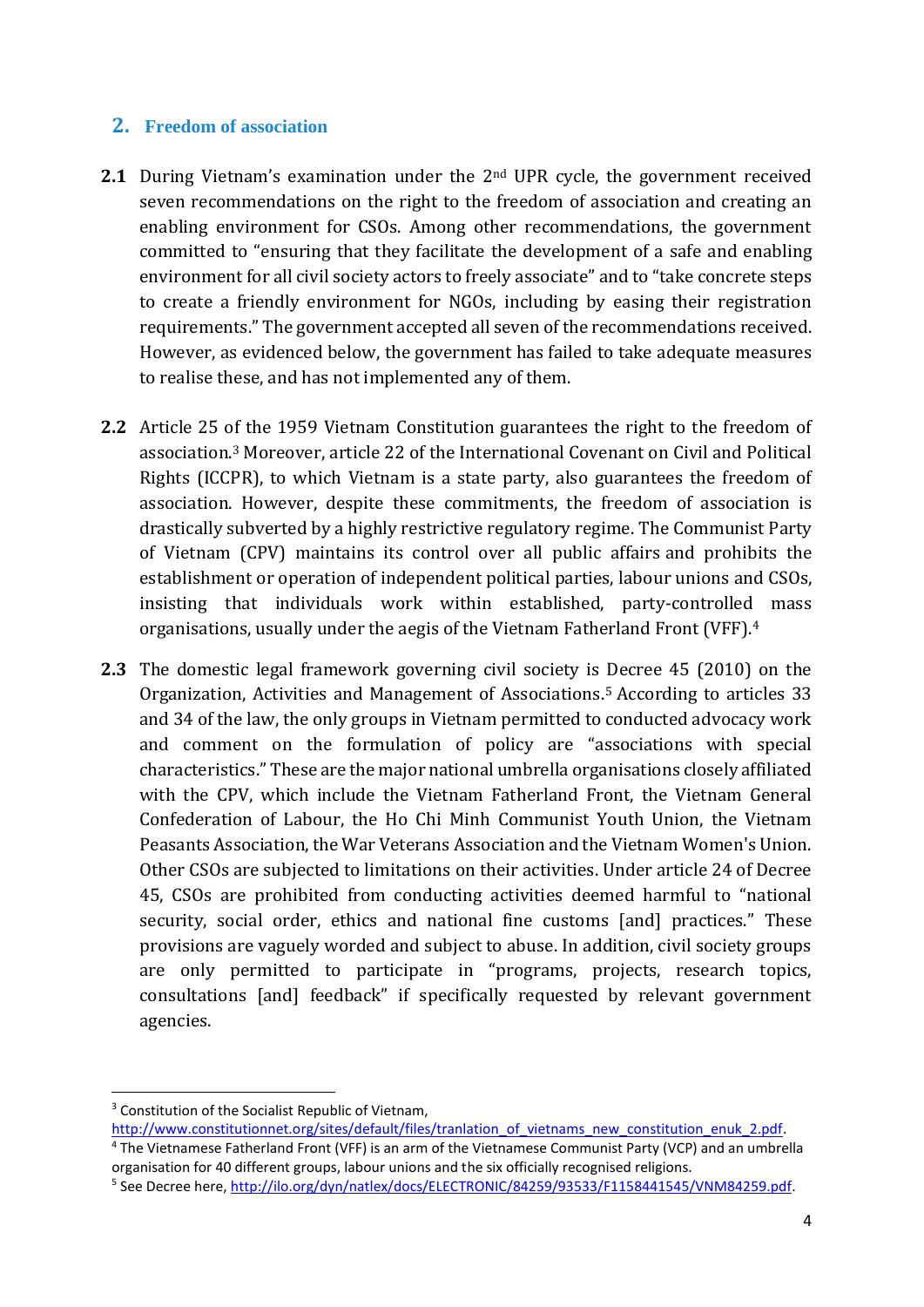## 2. Freedom of association

**2.1** During Vietnam's examination under the 2nd UPR cycle, the government received seven recommendations on the right to the freedom of association and creating an enabling environment for CSOs. Among other recommendations, the government committed to "ensuring that they facilitate the development of a safe and enabling environment for all civil society actors to freely associate" and to "take concrete steps to create a friendly environment for NGOs, including by easing their registration requirements." The government accepted all seven of the recommendations received. However, as evidenced below, the government has failed to take adequate measures to realise these, and has not implemented any of them.

**2.2** Article 25 of the 1959 Vietnam Constitution guarantees the right to the freedom of association.[3] Moreover, article 22 of the International Covenant on Civil and Political Rights (ICCPR), to which Vietnam is a state party, also guarantees the freedom of association. However, despite these commitments, the freedom of association is drastically subverted by a highly restrictive regulatory regime. The Communist Party of Vietnam (CPV) maintains its control over all public affairs and prohibits the establishment or operation of independent political parties, labour unions and CSOs, insisting that individuals work within established, party-controlled mass organisations, usually under the aegis of the Vietnam Fatherland Front (VFF).[4]

**2.3** The domestic legal framework governing civil society is Decree 45 (2010) on the Organization, Activities and Management of Associations.[5] According to articles 33 and 34 of the law, the only groups in Vietnam permitted to conducted advocacy work and comment on the formulation of policy are "associations with special characteristics." These are the major national umbrella organisations closely affiliated with the CPV, which include the Vietnam Fatherland Front, the Vietnam General Confederation of Labour, the Ho Chi Minh Communist Youth Union, the Vietnam Peasants Association, the War Veterans Association and the Vietnam Women's Union. Other CSOs are subjected to limitations on their activities. Under article 24 of Decree 45, CSOs are prohibited from conducting activities deemed harmful to "national security, social order, ethics and national fine customs [and] practices." These provisions are vaguely worded and subject to abuse. In addition, civil society groups are only permitted to participate in "programs, projects, research topics, consultations [and] feedback" if specifically requested by relevant government agencies.

---

[3] Constitution of the Socialist Republic of Vietnam, http://www.constitutionnet.org/sites/default/files/tranlation_of_vietnams_new_constitution_enuk_2.pdf.

[4] The Vietnamese Fatherland Front (VFF) is an arm of the Vietnamese Communist Party (VCP) and an umbrella organisation for 40 different groups, labour unions and the six officially recognised religions.

[5] See Decree here, http://ilo.org/dyn/natlex/docs/ELECTRONIC/84259/93533/F1158441545/VNM84259.pdf.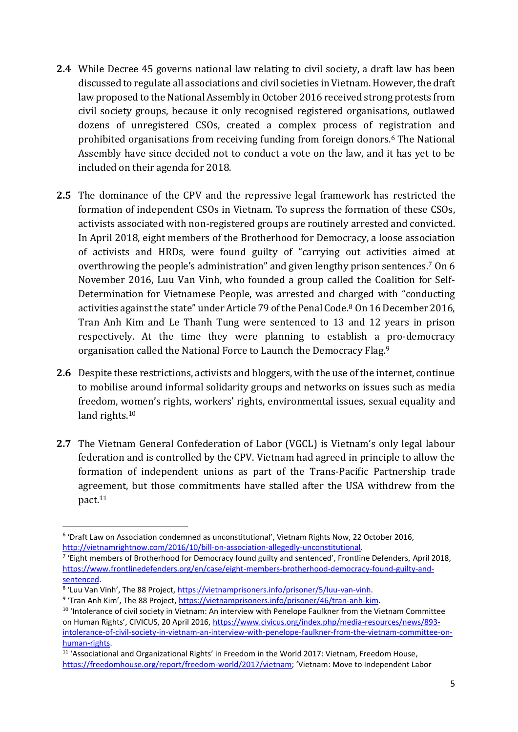**2.4** While Decree 45 governs national law relating to civil society, a draft law has been discussed to regulate all associations and civil societies in Vietnam. However, the draft law proposed to the National Assembly in October 2016 received strong protests from civil society groups, because it only recognised registered organisations, outlawed dozens of unregistered CSOs, created a complex process of registration and prohibited organisations from receiving funding from foreign donors.[6] The National Assembly have since decided not to conduct a vote on the law, and it has yet to be included on their agenda for 2018.

**2.5** The dominance of the CPV and the repressive legal framework has restricted the formation of independent CSOs in Vietnam. To supress the formation of these CSOs, activists associated with non-registered groups are routinely arrested and convicted. In April 2018, eight members of the Brotherhood for Democracy, a loose association of activists and HRDs, were found guilty of "carrying out activities aimed at overthrowing the people's administration" and given lengthy prison sentences.[7] On 6 November 2016, Luu Van Vinh, who founded a group called the Coalition for Self-Determination for Vietnamese People, was arrested and charged with "conducting activities against the state" under Article 79 of the Penal Code.[8] On 16 December 2016, Tran Anh Kim and Le Thanh Tung were sentenced to 13 and 12 years in prison respectively. At the time they were planning to establish a pro-democracy organisation called the National Force to Launch the Democracy Flag.[9]

**2.6** Despite these restrictions, activists and bloggers, with the use of the internet, continue to mobilise around informal solidarity groups and networks on issues such as media freedom, women's rights, workers' rights, environmental issues, sexual equality and land rights.[10]

**2.7** The Vietnam General Confederation of Labor (VGCL) is Vietnam's only legal labour federation and is controlled by the CPV. Vietnam had agreed in principle to allow the formation of independent unions as part of the Trans-Pacific Partnership trade agreement, but those commitments have stalled after the USA withdrew from the pact.[11]

---

[6] 'Draft Law on Association condemned as unconstitutional', Vietnam Rights Now, 22 October 2016, http://vietnamrightnow.com/2016/10/bill-on-association-allegedly-unconstitutional.

[7] 'Eight members of Brotherhood for Democracy found guilty and sentenced', Frontline Defenders, April 2018, https://www.frontlinedefenders.org/en/case/eight-members-brotherhood-democracy-found-guilty-and-sentenced.

[8] 'Luu Van Vinh', The 88 Project, https://vietnamprisoners.info/prisoner/5/luu-van-vinh.

[9] 'Tran Anh Kim', The 88 Project, https://vietnamprisoners.info/prisoner/46/tran-anh-kim.

[10] 'Intolerance of civil society in Vietnam: An interview with Penelope Faulkner from the Vietnam Committee on Human Rights', CIVICUS, 20 April 2016, https://www.civicus.org/index.php/media-resources/news/893-intolerance-of-civil-society-in-vietnam-an-interview-with-penelope-faulkner-from-the-vietnam-committee-on-human-rights.

[11] 'Associational and Organizational Rights' in Freedom in the World 2017: Vietnam, Freedom House, https://freedomhouse.org/report/freedom-world/2017/vietnam; 'Vietnam: Move to Independent Labor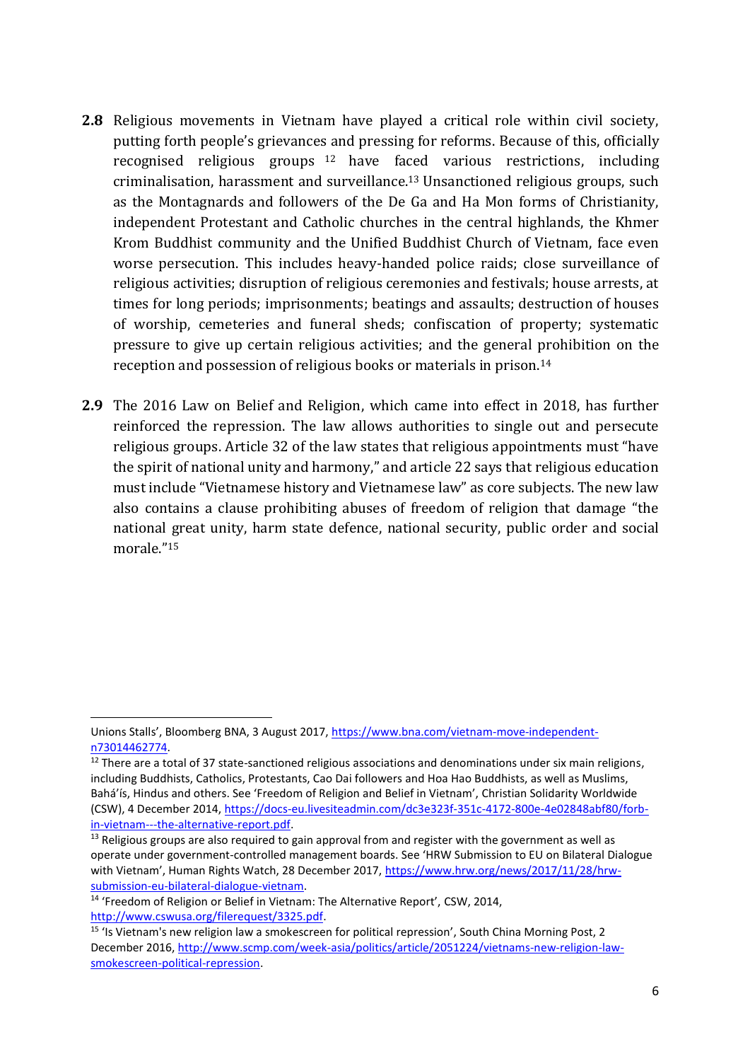**2.8** Religious movements in Vietnam have played a critical role within civil society, putting forth people's grievances and pressing for reforms. Because of this, officially recognised religious groups [12] have faced various restrictions, including criminalisation, harassment and surveillance.[13] Unsanctioned religious groups, such as the Montagnards and followers of the De Ga and Ha Mon forms of Christianity, independent Protestant and Catholic churches in the central highlands, the Khmer Krom Buddhist community and the Unified Buddhist Church of Vietnam, face even worse persecution. This includes heavy-handed police raids; close surveillance of religious activities; disruption of religious ceremonies and festivals; house arrests, at times for long periods; imprisonments; beatings and assaults; destruction of houses of worship, cemeteries and funeral sheds; confiscation of property; systematic pressure to give up certain religious activities; and the general prohibition on the reception and possession of religious books or materials in prison.[14]

**2.9** The 2016 Law on Belief and Religion, which came into effect in 2018, has further reinforced the repression. The law allows authorities to single out and persecute religious groups. Article 32 of the law states that religious appointments must "have the spirit of national unity and harmony," and article 22 says that religious education must include "Vietnamese history and Vietnamese law" as core subjects. The new law also contains a clause prohibiting abuses of freedom of religion that damage "the national great unity, harm state defence, national security, public order and social morale."[15]

---

Unions Stalls', Bloomberg BNA, 3 August 2017, https://www.bna.com/vietnam-move-independent-n73014462774.

[12] There are a total of 37 state-sanctioned religious associations and denominations under six main religions, including Buddhists, Catholics, Protestants, Cao Dai followers and Hoa Hao Buddhists, as well as Muslims, Bahá'ís, Hindus and others. See 'Freedom of Religion and Belief in Vietnam', Christian Solidarity Worldwide (CSW), 4 December 2014, https://docs-eu.livesiteadmin.com/dc3e323f-351c-4172-800e-4e02848abf80/forb-in-vietnam---the-alternative-report.pdf.

[13] Religious groups are also required to gain approval from and register with the government as well as operate under government-controlled management boards. See 'HRW Submission to EU on Bilateral Dialogue with Vietnam', Human Rights Watch, 28 December 2017, https://www.hrw.org/news/2017/11/28/hrw-submission-eu-bilateral-dialogue-vietnam.

[14] 'Freedom of Religion or Belief in Vietnam: The Alternative Report', CSW, 2014, http://www.cswusa.org/filerequest/3325.pdf.

[15] 'Is Vietnam's new religion law a smokescreen for political repression', South China Morning Post, 2 December 2016, http://www.scmp.com/week-asia/politics/article/2051224/vietnams-new-religion-law-smokescreen-political-repression.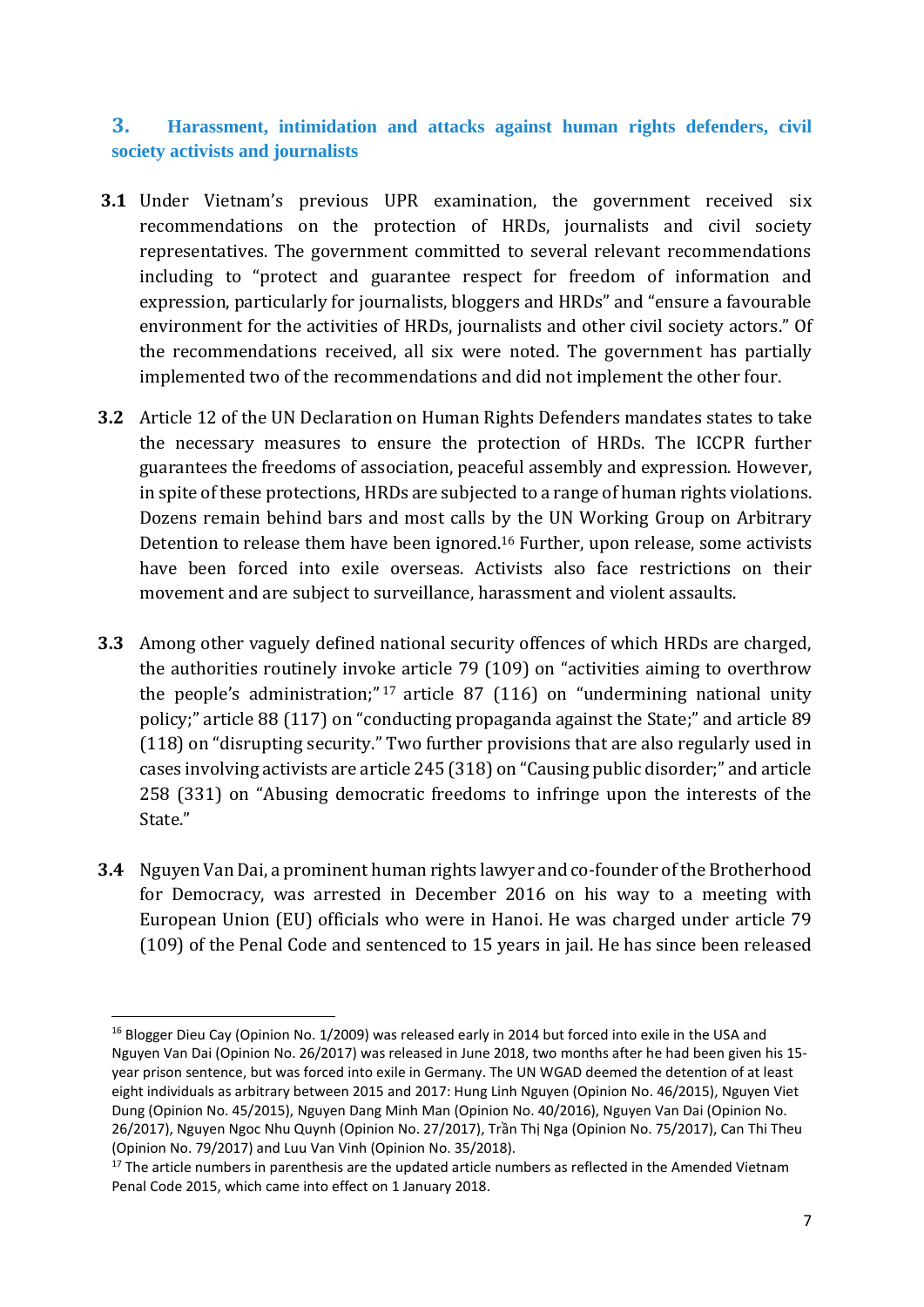## 3. Harassment, intimidation and attacks against human rights defenders, civil society activists and journalists

**3.1** Under Vietnam's previous UPR examination, the government received six recommendations on the protection of HRDs, journalists and civil society representatives. The government committed to several relevant recommendations including to "protect and guarantee respect for freedom of information and expression, particularly for journalists, bloggers and HRDs" and "ensure a favourable environment for the activities of HRDs, journalists and other civil society actors." Of the recommendations received, all six were noted. The government has partially implemented two of the recommendations and did not implement the other four.

**3.2** Article 12 of the UN Declaration on Human Rights Defenders mandates states to take the necessary measures to ensure the protection of HRDs. The ICCPR further guarantees the freedoms of association, peaceful assembly and expression. However, in spite of these protections, HRDs are subjected to a range of human rights violations. Dozens remain behind bars and most calls by the UN Working Group on Arbitrary Detention to release them have been ignored.[16] Further, upon release, some activists have been forced into exile overseas. Activists also face restrictions on their movement and are subject to surveillance, harassment and violent assaults.

**3.3** Among other vaguely defined national security offences of which HRDs are charged, the authorities routinely invoke article 79 (109) on "activities aiming to overthrow the people's administration;"[17] article 87 (116) on "undermining national unity policy;" article 88 (117) on "conducting propaganda against the State;" and article 89 (118) on "disrupting security." Two further provisions that are also regularly used in cases involving activists are article 245 (318) on "Causing public disorder;" and article 258 (331) on "Abusing democratic freedoms to infringe upon the interests of the State."

**3.4** Nguyen Van Dai, a prominent human rights lawyer and co-founder of the Brotherhood for Democracy, was arrested in December 2016 on his way to a meeting with European Union (EU) officials who were in Hanoi. He was charged under article 79 (109) of the Penal Code and sentenced to 15 years in jail. He has since been released

---

[16] Blogger Dieu Cay (Opinion No. 1/2009) was released early in 2014 but forced into exile in the USA and Nguyen Van Dai (Opinion No. 26/2017) was released in June 2018, two months after he had been given his 15-year prison sentence, but was forced into exile in Germany. The UN WGAD deemed the detention of at least eight individuals as arbitrary between 2015 and 2017: Hung Linh Nguyen (Opinion No. 46/2015), Nguyen Viet Dung (Opinion No. 45/2015), Nguyen Dang Minh Man (Opinion No. 40/2016), Nguyen Van Dai (Opinion No. 26/2017), Nguyen Ngoc Nhu Quynh (Opinion No. 27/2017), Trần Thị Nga (Opinion No. 75/2017), Can Thi Theu (Opinion No. 79/2017) and Luu Van Vinh (Opinion No. 35/2018).

[17] The article numbers in parenthesis are the updated article numbers as reflected in the Amended Vietnam Penal Code 2015, which came into effect on 1 January 2018.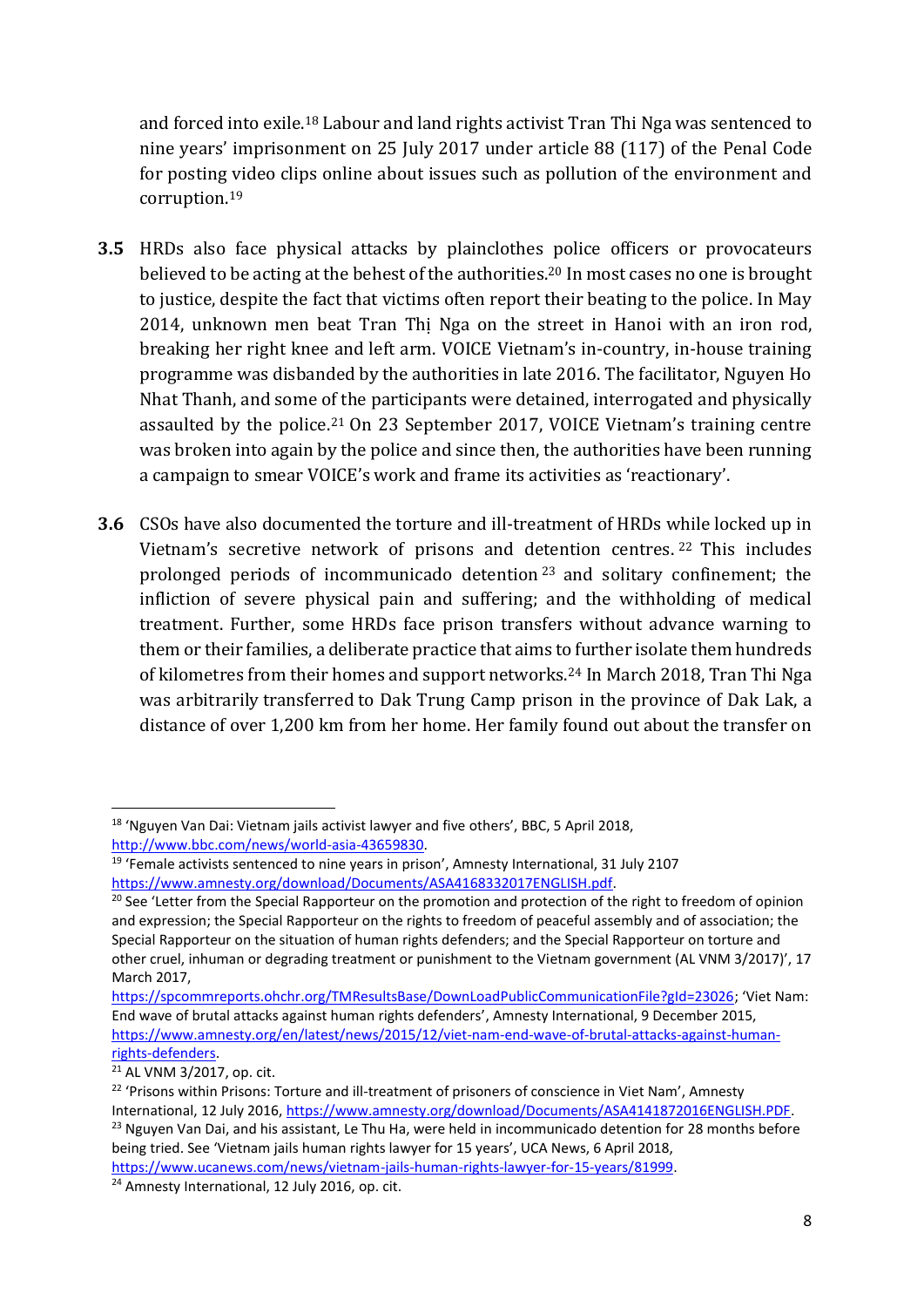and forced into exile.[18] Labour and land rights activist Tran Thi Nga was sentenced to nine years' imprisonment on 25 July 2017 under article 88 (117) of the Penal Code for posting video clips online about issues such as pollution of the environment and corruption.[19]

**3.5** HRDs also face physical attacks by plainclothes police officers or provocateurs believed to be acting at the behest of the authorities.[20] In most cases no one is brought to justice, despite the fact that victims often report their beating to the police. In May 2014, unknown men beat Tran Thị Nga on the street in Hanoi with an iron rod, breaking her right knee and left arm. VOICE Vietnam's in-country, in-house training programme was disbanded by the authorities in late 2016. The facilitator, Nguyen Ho Nhat Thanh, and some of the participants were detained, interrogated and physically assaulted by the police.[21] On 23 September 2017, VOICE Vietnam's training centre was broken into again by the police and since then, the authorities have been running a campaign to smear VOICE's work and frame its activities as 'reactionary'.

**3.6** CSOs have also documented the torture and ill-treatment of HRDs while locked up in Vietnam's secretive network of prisons and detention centres.[22] This includes prolonged periods of incommunicado detention[23] and solitary confinement; the infliction of severe physical pain and suffering; and the withholding of medical treatment. Further, some HRDs face prison transfers without advance warning to them or their families, a deliberate practice that aims to further isolate them hundreds of kilometres from their homes and support networks.[24] In March 2018, Tran Thi Nga was arbitrarily transferred to Dak Trung Camp prison in the province of Dak Lak, a distance of over 1,200 km from her home. Her family found out about the transfer on

---

[18] 'Nguyen Van Dai: Vietnam jails activist lawyer and five others', BBC, 5 April 2018, http://www.bbc.com/news/world-asia-43659830.

[19] 'Female activists sentenced to nine years in prison', Amnesty International, 31 July 2107 https://www.amnesty.org/download/Documents/ASA4168332017ENGLISH.pdf.

[20] See 'Letter from the Special Rapporteur on the promotion and protection of the right to freedom of opinion and expression; the Special Rapporteur on the rights to freedom of peaceful assembly and of association; the Special Rapporteur on the situation of human rights defenders; and the Special Rapporteur on torture and other cruel, inhuman or degrading treatment or punishment to the Vietnam government (AL VNM 3/2017)', 17 March 2017, https://spcommreports.ohchr.org/TMResultsBase/DownLoadPublicCommunicationFile?gId=23026; 'Viet Nam: End wave of brutal attacks against human rights defenders', Amnesty International, 9 December 2015, https://www.amnesty.org/en/latest/news/2015/12/viet-nam-end-wave-of-brutal-attacks-against-human-rights-defenders.

[21] AL VNM 3/2017, op. cit.

[22] 'Prisons within Prisons: Torture and ill-treatment of prisoners of conscience in Viet Nam', Amnesty International, 12 July 2016, https://www.amnesty.org/download/Documents/ASA4141872016ENGLISH.PDF.

[23] Nguyen Van Dai, and his assistant, Le Thu Ha, were held in incommunicado detention for 28 months before being tried. See 'Vietnam jails human rights lawyer for 15 years', UCA News, 6 April 2018, https://www.ucanews.com/news/vietnam-jails-human-rights-lawyer-for-15-years/81999.

[24] Amnesty International, 12 July 2016, op. cit.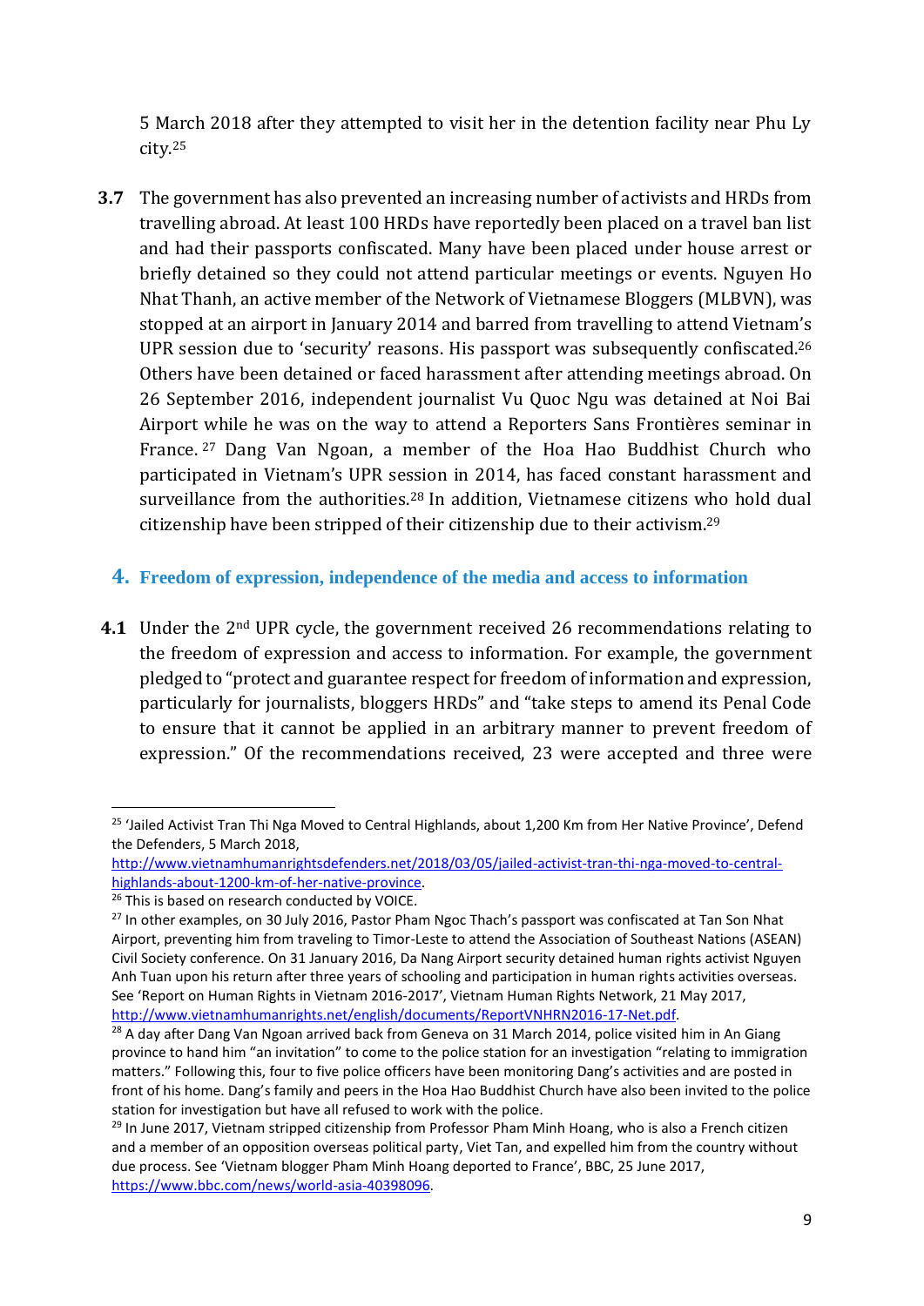5 March 2018 after they attempted to visit her in the detention facility near Phu Ly city.[25]

**3.7** The government has also prevented an increasing number of activists and HRDs from travelling abroad. At least 100 HRDs have reportedly been placed on a travel ban list and had their passports confiscated. Many have been placed under house arrest or briefly detained so they could not attend particular meetings or events. Nguyen Ho Nhat Thanh, an active member of the Network of Vietnamese Bloggers (MLBVN), was stopped at an airport in January 2014 and barred from travelling to attend Vietnam's UPR session due to 'security' reasons. His passport was subsequently confiscated.[26] Others have been detained or faced harassment after attending meetings abroad. On 26 September 2016, independent journalist Vu Quoc Ngu was detained at Noi Bai Airport while he was on the way to attend a Reporters Sans Frontières seminar in France.[27] Dang Van Ngoan, a member of the Hoa Hao Buddhist Church who participated in Vietnam's UPR session in 2014, has faced constant harassment and surveillance from the authorities.[28] In addition, Vietnamese citizens who hold dual citizenship have been stripped of their citizenship due to their activism.[29]

## 4. Freedom of expression, independence of the media and access to information

**4.1** Under the 2nd UPR cycle, the government received 26 recommendations relating to the freedom of expression and access to information. For example, the government pledged to "protect and guarantee respect for freedom of information and expression, particularly for journalists, bloggers HRDs" and "take steps to amend its Penal Code to ensure that it cannot be applied in an arbitrary manner to prevent freedom of expression." Of the recommendations received, 23 were accepted and three were

---

[25] 'Jailed Activist Tran Thi Nga Moved to Central Highlands, about 1,200 Km from Her Native Province', Defend the Defenders, 5 March 2018, http://www.vietnamhumanrightsdefenders.net/2018/03/05/jailed-activist-tran-thi-nga-moved-to-central-highlands-about-1200-km-of-her-native-province.

[26] This is based on research conducted by VOICE.

[27] In other examples, on 30 July 2016, Pastor Pham Ngoc Thach's passport was confiscated at Tan Son Nhat Airport, preventing him from traveling to Timor-Leste to attend the Association of Southeast Nations (ASEAN) Civil Society conference. On 31 January 2016, Da Nang Airport security detained human rights activist Nguyen Anh Tuan upon his return after three years of schooling and participation in human rights activities overseas. See 'Report on Human Rights in Vietnam 2016-2017', Vietnam Human Rights Network, 21 May 2017, http://www.vietnamhumanrights.net/english/documents/ReportVNHRN2016-17-Net.pdf.

[28] A day after Dang Van Ngoan arrived back from Geneva on 31 March 2014, police visited him in An Giang province to hand him "an invitation" to come to the police station for an investigation "relating to immigration matters." Following this, four to five police officers have been monitoring Dang's activities and are posted in front of his home. Dang's family and peers in the Hoa Hao Buddhist Church have also been invited to the police station for investigation but have all refused to work with the police.

[29] In June 2017, Vietnam stripped citizenship from Professor Pham Minh Hoang, who is also a French citizen and a member of an opposition overseas political party, Viet Tan, and expelled him from the country without due process. See 'Vietnam blogger Pham Minh Hoang deported to France', BBC, 25 June 2017, https://www.bbc.com/news/world-asia-40398096.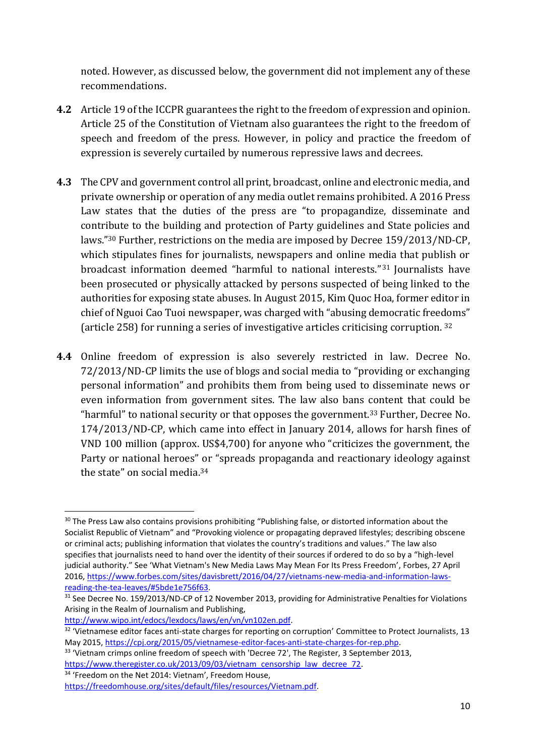noted. However, as discussed below, the government did not implement any of these recommendations.

**4.2** Article 19 of the ICCPR guarantees the right to the freedom of expression and opinion. Article 25 of the Constitution of Vietnam also guarantees the right to the freedom of speech and freedom of the press. However, in policy and practice the freedom of expression is severely curtailed by numerous repressive laws and decrees.

**4.3** The CPV and government control all print, broadcast, online and electronic media, and private ownership or operation of any media outlet remains prohibited. A 2016 Press Law states that the duties of the press are "to propagandize, disseminate and contribute to the building and protection of Party guidelines and State policies and laws."[30] Further, restrictions on the media are imposed by Decree 159/2013/ND-CP, which stipulates fines for journalists, newspapers and online media that publish or broadcast information deemed "harmful to national interests."[31] Journalists have been prosecuted or physically attacked by persons suspected of being linked to the authorities for exposing state abuses. In August 2015, Kim Quoc Hoa, former editor in chief of Nguoi Cao Tuoi newspaper, was charged with "abusing democratic freedoms" (article 258) for running a series of investigative articles criticising corruption. [32]

**4.4** Online freedom of expression is also severely restricted in law. Decree No. 72/2013/ND-CP limits the use of blogs and social media to "providing or exchanging personal information" and prohibits them from being used to disseminate news or even information from government sites. The law also bans content that could be "harmful" to national security or that opposes the government.[33] Further, Decree No. 174/2013/ND-CP, which came into effect in January 2014, allows for harsh fines of VND 100 million (approx. US$4,700) for anyone who "criticizes the government, the Party or national heroes" or "spreads propaganda and reactionary ideology against the state" on social media.[34]

---

[30] The Press Law also contains provisions prohibiting "Publishing false, or distorted information about the Socialist Republic of Vietnam" and "Provoking violence or propagating depraved lifestyles; describing obscene or criminal acts; publishing information that violates the country's traditions and values." The law also specifies that journalists need to hand over the identity of their sources if ordered to do so by a "high-level judicial authority." See 'What Vietnam's New Media Laws May Mean For Its Press Freedom', Forbes, 27 April 2016, https://www.forbes.com/sites/davisbrett/2016/04/27/vietnams-new-media-and-information-laws-reading-the-tea-leaves/#5bde1e756f63.

[31] See Decree No. 159/2013/ND-CP of 12 November 2013, providing for Administrative Penalties for Violations Arising in the Realm of Journalism and Publishing, http://www.wipo.int/edocs/lexdocs/laws/en/vn/vn102en.pdf.

[32] 'Vietnamese editor faces anti-state charges for reporting on corruption' Committee to Protect Journalists, 13 May 2015, https://cpj.org/2015/05/vietnamese-editor-faces-anti-state-charges-for-rep.php.

[33] 'Vietnam crimps online freedom of speech with 'Decree 72', The Register, 3 September 2013, https://www.theregister.co.uk/2013/09/03/vietnam_censorship_law_decree_72.

[34] 'Freedom on the Net 2014: Vietnam', Freedom House, https://freedomhouse.org/sites/default/files/resources/Vietnam.pdf.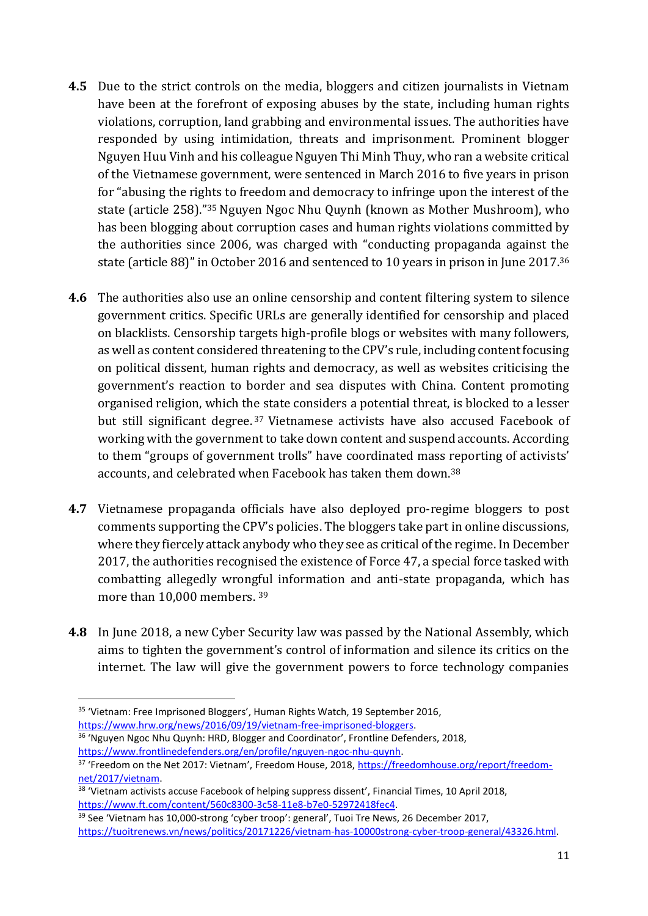**4.5** Due to the strict controls on the media, bloggers and citizen journalists in Vietnam have been at the forefront of exposing abuses by the state, including human rights violations, corruption, land grabbing and environmental issues. The authorities have responded by using intimidation, threats and imprisonment. Prominent blogger Nguyen Huu Vinh and his colleague Nguyen Thi Minh Thuy, who ran a website critical of the Vietnamese government, were sentenced in March 2016 to five years in prison for "abusing the rights to freedom and democracy to infringe upon the interest of the state (article 258)."[35] Nguyen Ngoc Nhu Quynh (known as Mother Mushroom), who has been blogging about corruption cases and human rights violations committed by the authorities since 2006, was charged with "conducting propaganda against the state (article 88)" in October 2016 and sentenced to 10 years in prison in June 2017.[36]

**4.6** The authorities also use an online censorship and content filtering system to silence government critics. Specific URLs are generally identified for censorship and placed on blacklists. Censorship targets high-profile blogs or websites with many followers, as well as content considered threatening to the CPV's rule, including content focusing on political dissent, human rights and democracy, as well as websites criticising the government's reaction to border and sea disputes with China. Content promoting organised religion, which the state considers a potential threat, is blocked to a lesser but still significant degree.[37] Vietnamese activists have also accused Facebook of working with the government to take down content and suspend accounts. According to them "groups of government trolls" have coordinated mass reporting of activists' accounts, and celebrated when Facebook has taken them down.[38]

**4.7** Vietnamese propaganda officials have also deployed pro-regime bloggers to post comments supporting the CPV's policies. The bloggers take part in online discussions, where they fiercely attack anybody who they see as critical of the regime. In December 2017, the authorities recognised the existence of Force 47, a special force tasked with combatting allegedly wrongful information and anti-state propaganda, which has more than 10,000 members.[39]

**4.8** In June 2018, a new Cyber Security law was passed by the National Assembly, which aims to tighten the government's control of information and silence its critics on the internet. The law will give the government powers to force technology companies

---

[35] 'Vietnam: Free Imprisoned Bloggers', Human Rights Watch, 19 September 2016, https://www.hrw.org/news/2016/09/19/vietnam-free-imprisoned-bloggers.

[36] 'Nguyen Ngoc Nhu Quynh: HRD, Blogger and Coordinator', Frontline Defenders, 2018, https://www.frontlinedefenders.org/en/profile/nguyen-ngoc-nhu-quynh.

[37] 'Freedom on the Net 2017: Vietnam', Freedom House, 2018, https://freedomhouse.org/report/freedom-net/2017/vietnam.

[38] 'Vietnam activists accuse Facebook of helping suppress dissent', Financial Times, 10 April 2018, https://www.ft.com/content/560c8300-3c58-11e8-b7e0-52972418fec4.

[39] See 'Vietnam has 10,000-strong 'cyber troop': general', Tuoi Tre News, 26 December 2017, https://tuoitrenews.vn/news/politics/20171226/vietnam-has-10000strong-cyber-troop-general/43326.html.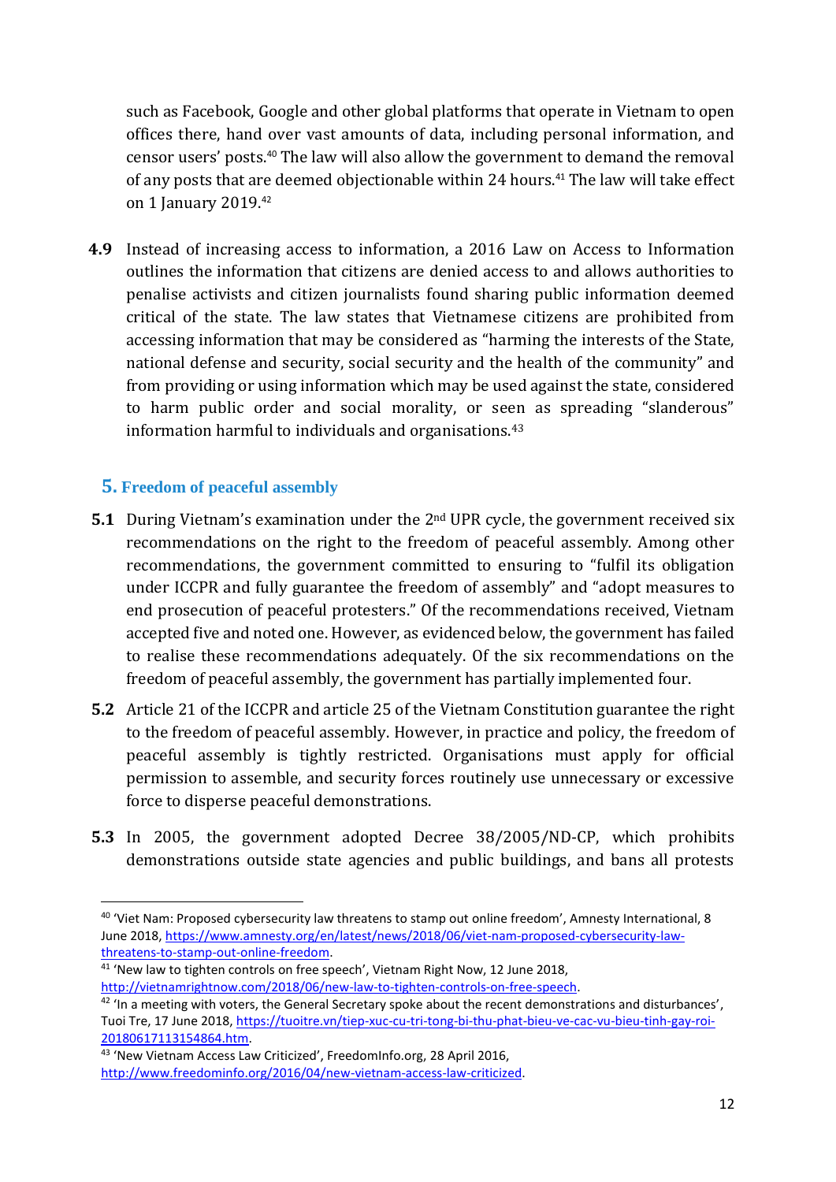such as Facebook, Google and other global platforms that operate in Vietnam to open offices there, hand over vast amounts of data, including personal information, and censor users' posts.[40] The law will also allow the government to demand the removal of any posts that are deemed objectionable within 24 hours.[41] The law will take effect on 1 January 2019.[42]

**4.9** Instead of increasing access to information, a 2016 Law on Access to Information outlines the information that citizens are denied access to and allows authorities to penalise activists and citizen journalists found sharing public information deemed critical of the state. The law states that Vietnamese citizens are prohibited from accessing information that may be considered as "harming the interests of the State, national defense and security, social security and the health of the community" and from providing or using information which may be used against the state, considered to harm public order and social morality, or seen as spreading "slanderous" information harmful to individuals and organisations.[43]

## 5. Freedom of peaceful assembly

**5.1** During Vietnam's examination under the 2nd UPR cycle, the government received six recommendations on the right to the freedom of peaceful assembly. Among other recommendations, the government committed to ensuring to "fulfil its obligation under ICCPR and fully guarantee the freedom of assembly" and "adopt measures to end prosecution of peaceful protesters." Of the recommendations received, Vietnam accepted five and noted one. However, as evidenced below, the government has failed to realise these recommendations adequately. Of the six recommendations on the freedom of peaceful assembly, the government has partially implemented four.

**5.2** Article 21 of the ICCPR and article 25 of the Vietnam Constitution guarantee the right to the freedom of peaceful assembly. However, in practice and policy, the freedom of peaceful assembly is tightly restricted. Organisations must apply for official permission to assemble, and security forces routinely use unnecessary or excessive force to disperse peaceful demonstrations.

**5.3** In 2005, the government adopted Decree 38/2005/ND-CP, which prohibits demonstrations outside state agencies and public buildings, and bans all protests

---

[40] 'Viet Nam: Proposed cybersecurity law threatens to stamp out online freedom', Amnesty International, 8 June 2018, https://www.amnesty.org/en/latest/news/2018/06/viet-nam-proposed-cybersecurity-law-threatens-to-stamp-out-online-freedom.

[41] 'New law to tighten controls on free speech', Vietnam Right Now, 12 June 2018, http://vietnamrightnow.com/2018/06/new-law-to-tighten-controls-on-free-speech.

[42] 'In a meeting with voters, the General Secretary spoke about the recent demonstrations and disturbances', Tuoi Tre, 17 June 2018, https://tuoitre.vn/tiep-xuc-cu-tri-tong-bi-thu-phat-bieu-ve-cac-vu-bieu-tinh-gay-roi-20180617113154864.htm.

[43] 'New Vietnam Access Law Criticized', FreedomInfo.org, 28 April 2016, http://www.freedominfo.org/2016/04/new-vietnam-access-law-criticized.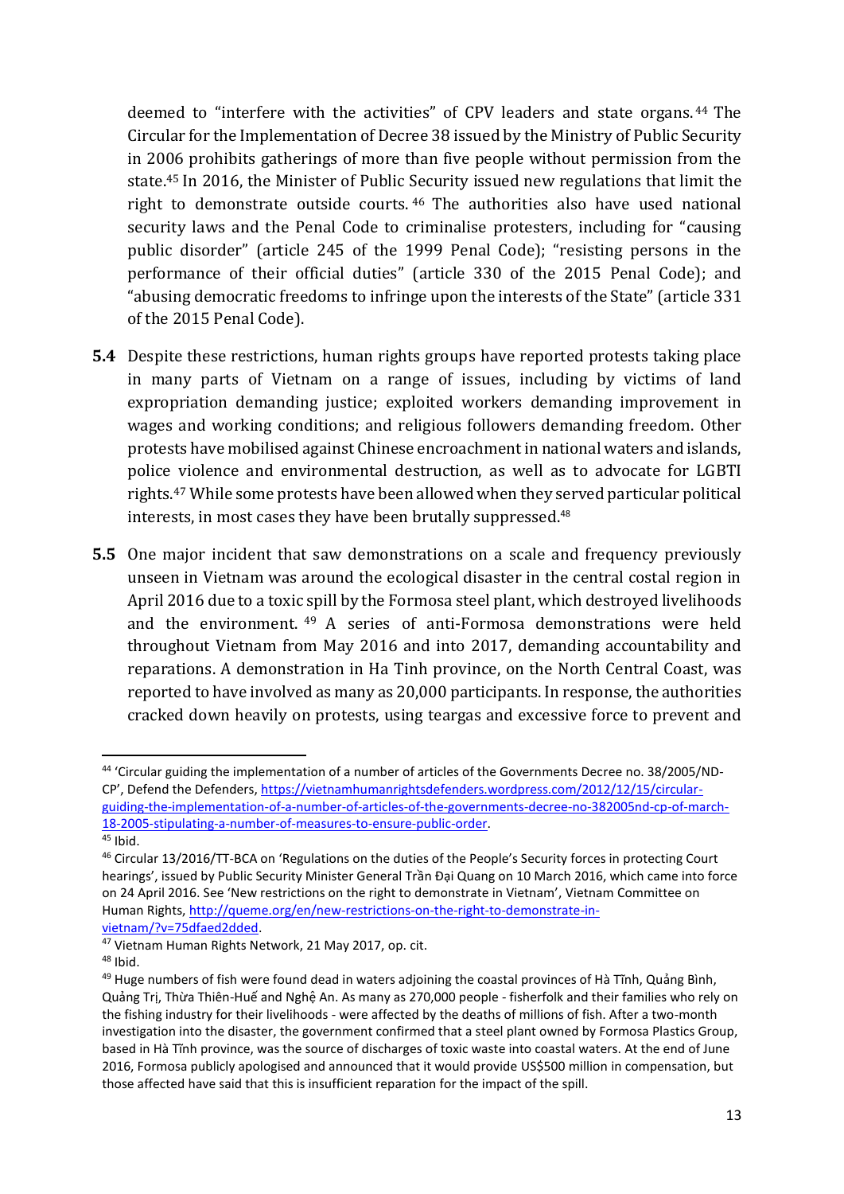deemed to "interfere with the activities" of CPV leaders and state organs.[44] The Circular for the Implementation of Decree 38 issued by the Ministry of Public Security in 2006 prohibits gatherings of more than five people without permission from the state.[45] In 2016, the Minister of Public Security issued new regulations that limit the right to demonstrate outside courts.[46] The authorities also have used national security laws and the Penal Code to criminalise protesters, including for "causing public disorder" (article 245 of the 1999 Penal Code); "resisting persons in the performance of their official duties" (article 330 of the 2015 Penal Code); and "abusing democratic freedoms to infringe upon the interests of the State" (article 331 of the 2015 Penal Code).

**5.4** Despite these restrictions, human rights groups have reported protests taking place in many parts of Vietnam on a range of issues, including by victims of land expropriation demanding justice; exploited workers demanding improvement in wages and working conditions; and religious followers demanding freedom. Other protests have mobilised against Chinese encroachment in national waters and islands, police violence and environmental destruction, as well as to advocate for LGBTI rights.[47] While some protests have been allowed when they served particular political interests, in most cases they have been brutally suppressed.[48]

**5.5** One major incident that saw demonstrations on a scale and frequency previously unseen in Vietnam was around the ecological disaster in the central costal region in April 2016 due to a toxic spill by the Formosa steel plant, which destroyed livelihoods and the environment.[49] A series of anti-Formosa demonstrations were held throughout Vietnam from May 2016 and into 2017, demanding accountability and reparations. A demonstration in Ha Tinh province, on the North Central Coast, was reported to have involved as many as 20,000 participants. In response, the authorities cracked down heavily on protests, using teargas and excessive force to prevent and

---

[44] 'Circular guiding the implementation of a number of articles of the Governments Decree no. 38/2005/ND-CP', Defend the Defenders, https://vietnamhumanrightsdefenders.wordpress.com/2012/12/15/circular-guiding-the-implementation-of-a-number-of-articles-of-the-governments-decree-no-382005nd-cp-of-march-18-2005-stipulating-a-number-of-measures-to-ensure-public-order.

[45] Ibid.

[46] Circular 13/2016/TT-BCA on 'Regulations on the duties of the People's Security forces in protecting Court hearings', issued by Public Security Minister General Trần Đại Quang on 10 March 2016, which came into force on 24 April 2016. See 'New restrictions on the right to demonstrate in Vietnam', Vietnam Committee on Human Rights, http://queme.org/en/new-restrictions-on-the-right-to-demonstrate-in-vietnam/?v=75dfaed2dded.

[47] Vietnam Human Rights Network, 21 May 2017, op. cit.

[48] Ibid.

[49] Huge numbers of fish were found dead in waters adjoining the coastal provinces of Hà Tĩnh, Quảng Bình, Quảng Trị, Thừa Thiên-Huế and Nghệ An. As many as 270,000 people - fisherfolk and their families who rely on the fishing industry for their livelihoods - were affected by the deaths of millions of fish. After a two-month investigation into the disaster, the government confirmed that a steel plant owned by Formosa Plastics Group, based in Hà Tĩnh province, was the source of discharges of toxic waste into coastal waters. At the end of June 2016, Formosa publicly apologised and announced that it would provide US$500 million in compensation, but those affected have said that this is insufficient reparation for the impact of the spill.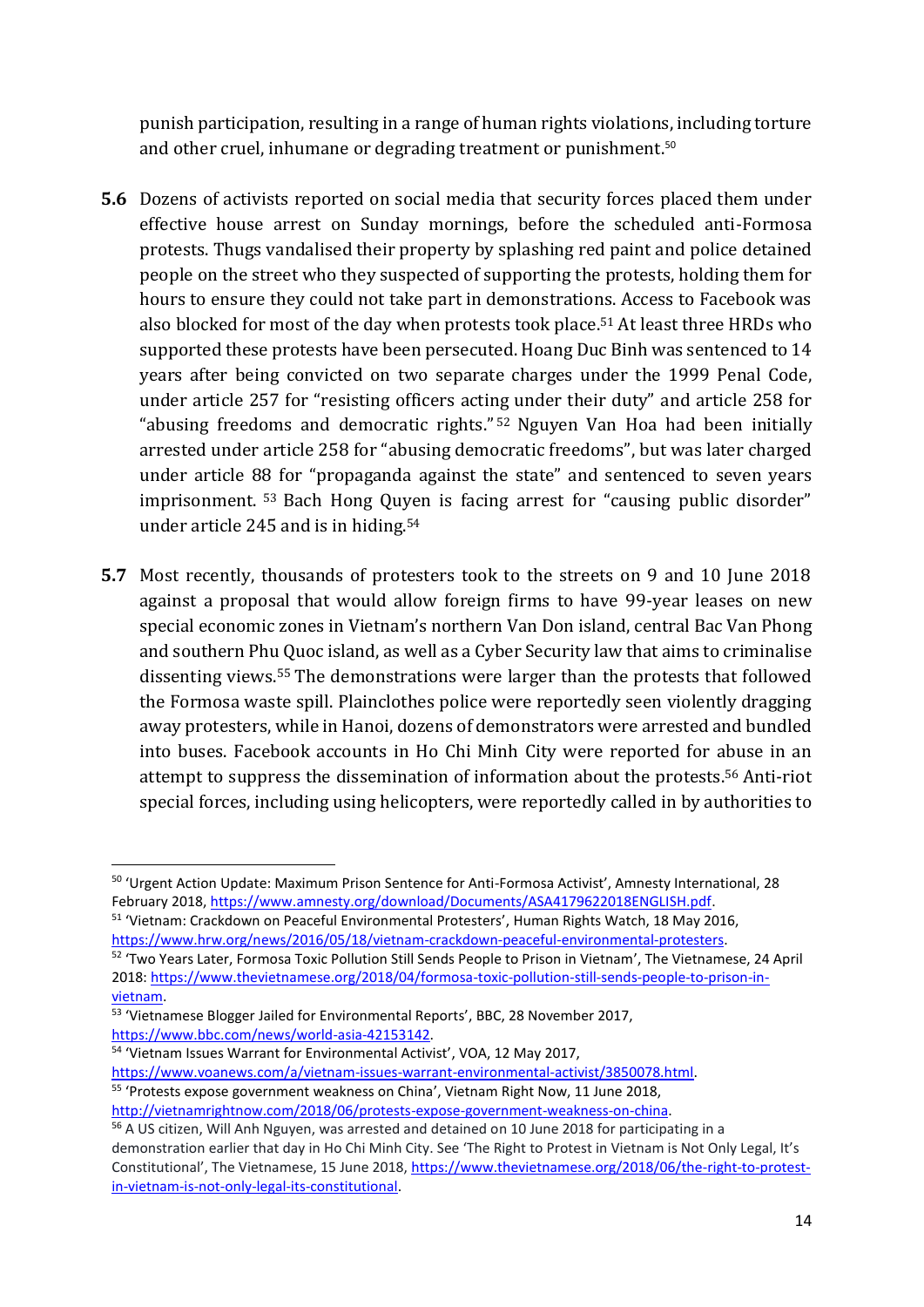punish participation, resulting in a range of human rights violations, including torture and other cruel, inhumane or degrading treatment or punishment.[50]

**5.6** Dozens of activists reported on social media that security forces placed them under effective house arrest on Sunday mornings, before the scheduled anti-Formosa protests. Thugs vandalised their property by splashing red paint and police detained people on the street who they suspected of supporting the protests, holding them for hours to ensure they could not take part in demonstrations. Access to Facebook was also blocked for most of the day when protests took place.[51] At least three HRDs who supported these protests have been persecuted. Hoang Duc Binh was sentenced to 14 years after being convicted on two separate charges under the 1999 Penal Code, under article 257 for "resisting officers acting under their duty" and article 258 for "abusing freedoms and democratic rights."[52] Nguyen Van Hoa had been initially arrested under article 258 for "abusing democratic freedoms", but was later charged under article 88 for "propaganda against the state" and sentenced to seven years imprisonment.[53] Bach Hong Quyen is facing arrest for "causing public disorder" under article 245 and is in hiding.[54]

**5.7** Most recently, thousands of protesters took to the streets on 9 and 10 June 2018 against a proposal that would allow foreign firms to have 99-year leases on new special economic zones in Vietnam's northern Van Don island, central Bac Van Phong and southern Phu Quoc island, as well as a Cyber Security law that aims to criminalise dissenting views.[55] The demonstrations were larger than the protests that followed the Formosa waste spill. Plainclothes police were reportedly seen violently dragging away protesters, while in Hanoi, dozens of demonstrators were arrested and bundled into buses. Facebook accounts in Ho Chi Minh City were reported for abuse in an attempt to suppress the dissemination of information about the protests.[56] Anti-riot special forces, including using helicopters, were reportedly called in by authorities to

---

[50] 'Urgent Action Update: Maximum Prison Sentence for Anti-Formosa Activist', Amnesty International, 28 February 2018, https://www.amnesty.org/download/Documents/ASA4179622018ENGLISH.pdf.

[51] 'Vietnam: Crackdown on Peaceful Environmental Protesters', Human Rights Watch, 18 May 2016, https://www.hrw.org/news/2016/05/18/vietnam-crackdown-peaceful-environmental-protesters.

[52] 'Two Years Later, Formosa Toxic Pollution Still Sends People to Prison in Vietnam', The Vietnamese, 24 April 2018: https://www.thevietnamese.org/2018/04/formosa-toxic-pollution-still-sends-people-to-prison-in-vietnam.

[53] 'Vietnamese Blogger Jailed for Environmental Reports', BBC, 28 November 2017, https://www.bbc.com/news/world-asia-42153142.

[54] 'Vietnam Issues Warrant for Environmental Activist', VOA, 12 May 2017, https://www.voanews.com/a/vietnam-issues-warrant-environmental-activist/3850078.html.

[55] 'Protests expose government weakness on China', Vietnam Right Now, 11 June 2018, http://vietnamrightnow.com/2018/06/protests-expose-government-weakness-on-china.

[56] A US citizen, Will Anh Nguyen, was arrested and detained on 10 June 2018 for participating in a demonstration earlier that day in Ho Chi Minh City. See 'The Right to Protest in Vietnam is Not Only Legal, It's Constitutional', The Vietnamese, 15 June 2018, https://www.thevietnamese.org/2018/06/the-right-to-protest-in-vietnam-is-not-only-legal-its-constitutional.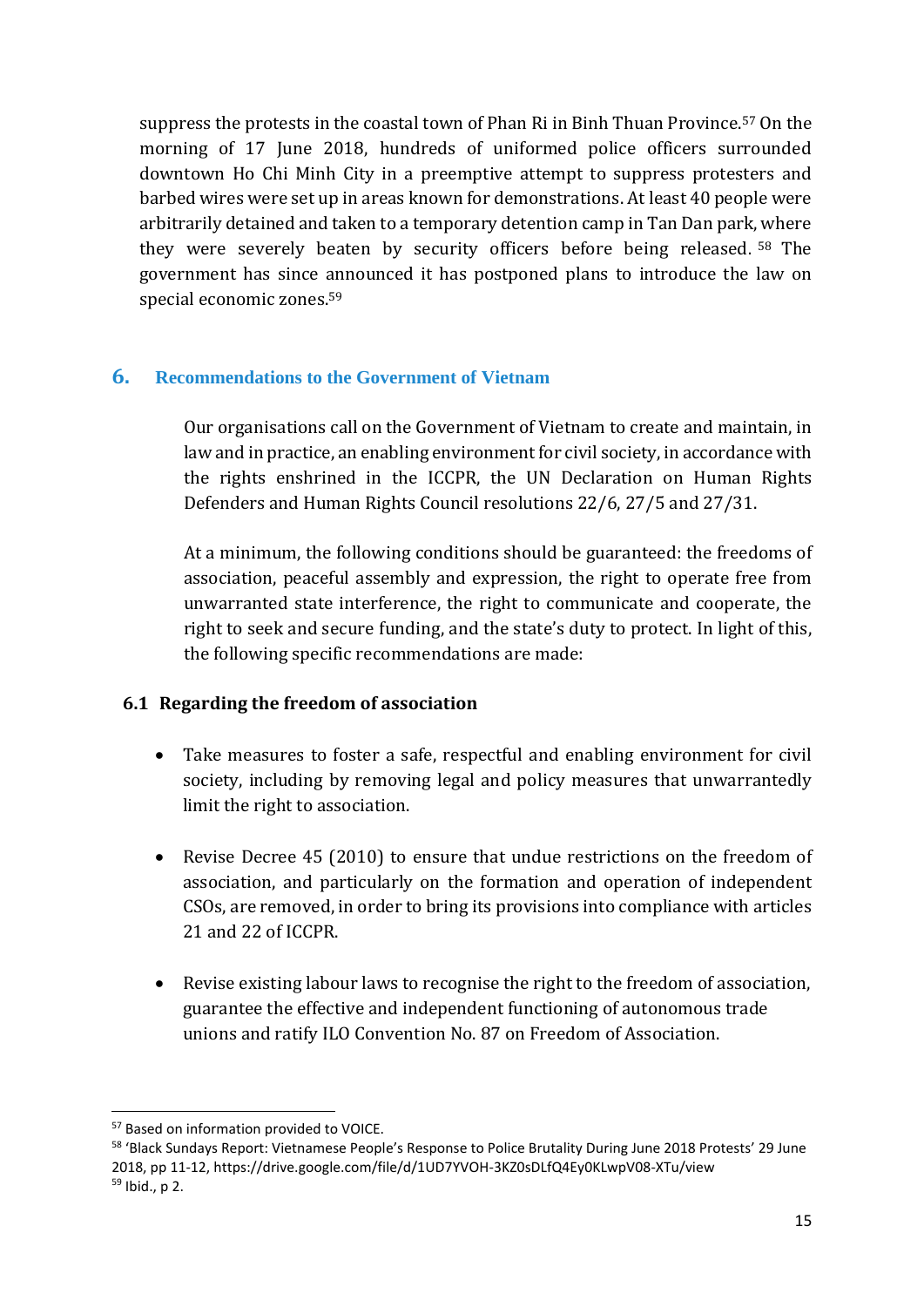suppress the protests in the coastal town of Phan Ri in Binh Thuan Province.[57] On the morning of 17 June 2018, hundreds of uniformed police officers surrounded downtown Ho Chi Minh City in a preemptive attempt to suppress protesters and barbed wires were set up in areas known for demonstrations. At least 40 people were arbitrarily detained and taken to a temporary detention camp in Tan Dan park, where they were severely beaten by security officers before being released.[58] The government has since announced it has postponed plans to introduce the law on special economic zones.[59]

## 6. Recommendations to the Government of Vietnam

Our organisations call on the Government of Vietnam to create and maintain, in law and in practice, an enabling environment for civil society, in accordance with the rights enshrined in the ICCPR, the UN Declaration on Human Rights Defenders and Human Rights Council resolutions 22/6, 27/5 and 27/31.

At a minimum, the following conditions should be guaranteed: the freedoms of association, peaceful assembly and expression, the right to operate free from unwarranted state interference, the right to communicate and cooperate, the right to seek and secure funding, and the state's duty to protect. In light of this, the following specific recommendations are made:

### 6.1 Regarding the freedom of association

- Take measures to foster a safe, respectful and enabling environment for civil society, including by removing legal and policy measures that unwarrantedly limit the right to association.
- Revise Decree 45 (2010) to ensure that undue restrictions on the freedom of association, and particularly on the formation and operation of independent CSOs, are removed, in order to bring its provisions into compliance with articles 21 and 22 of ICCPR.
- Revise existing labour laws to recognise the right to the freedom of association, guarantee the effective and independent functioning of autonomous trade unions and ratify ILO Convention No. 87 on Freedom of Association.

---

[57] Based on information provided to VOICE.

[58] 'Black Sundays Report: Vietnamese People's Response to Police Brutality During June 2018 Protests' 29 June 2018, pp 11-12, https://drive.google.com/file/d/1UD7YVOH-3KZ0sDLfQ4Ey0KLwpV08-XTu/view

[59] Ibid., p 2.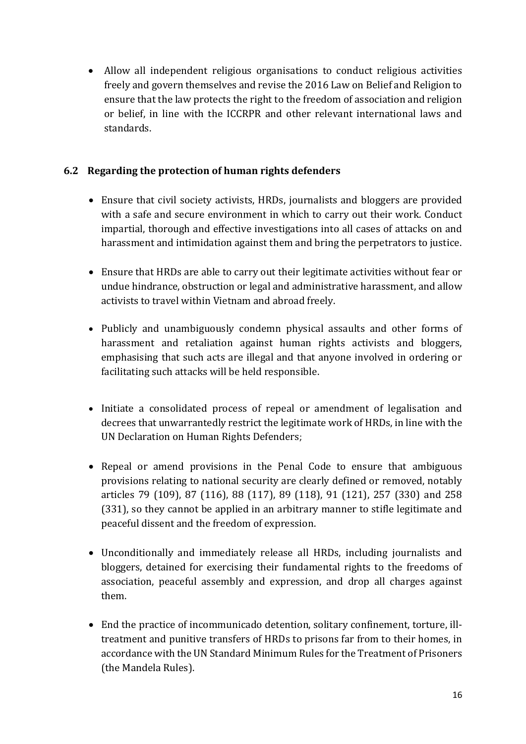- Allow all independent religious organisations to conduct religious activities freely and govern themselves and revise the 2016 Law on Belief and Religion to ensure that the law protects the right to the freedom of association and religion or belief, in line with the ICCRPR and other relevant international laws and standards.

### 6.2 Regarding the protection of human rights defenders

- Ensure that civil society activists, HRDs, journalists and bloggers are provided with a safe and secure environment in which to carry out their work. Conduct impartial, thorough and effective investigations into all cases of attacks on and harassment and intimidation against them and bring the perpetrators to justice.

- Ensure that HRDs are able to carry out their legitimate activities without fear or undue hindrance, obstruction or legal and administrative harassment, and allow activists to travel within Vietnam and abroad freely.

- Publicly and unambiguously condemn physical assaults and other forms of harassment and retaliation against human rights activists and bloggers, emphasising that such acts are illegal and that anyone involved in ordering or facilitating such attacks will be held responsible.

- Initiate a consolidated process of repeal or amendment of legalisation and decrees that unwarrantedly restrict the legitimate work of HRDs, in line with the UN Declaration on Human Rights Defenders;

- Repeal or amend provisions in the Penal Code to ensure that ambiguous provisions relating to national security are clearly defined or removed, notably articles 79 (109), 87 (116), 88 (117), 89 (118), 91 (121), 257 (330) and 258 (331), so they cannot be applied in an arbitrary manner to stifle legitimate and peaceful dissent and the freedom of expression.

- Unconditionally and immediately release all HRDs, including journalists and bloggers, detained for exercising their fundamental rights to the freedoms of association, peaceful assembly and expression, and drop all charges against them.

- End the practice of incommunicado detention, solitary confinement, torture, ill-treatment and punitive transfers of HRDs to prisons far from to their homes, in accordance with the UN Standard Minimum Rules for the Treatment of Prisoners (the Mandela Rules).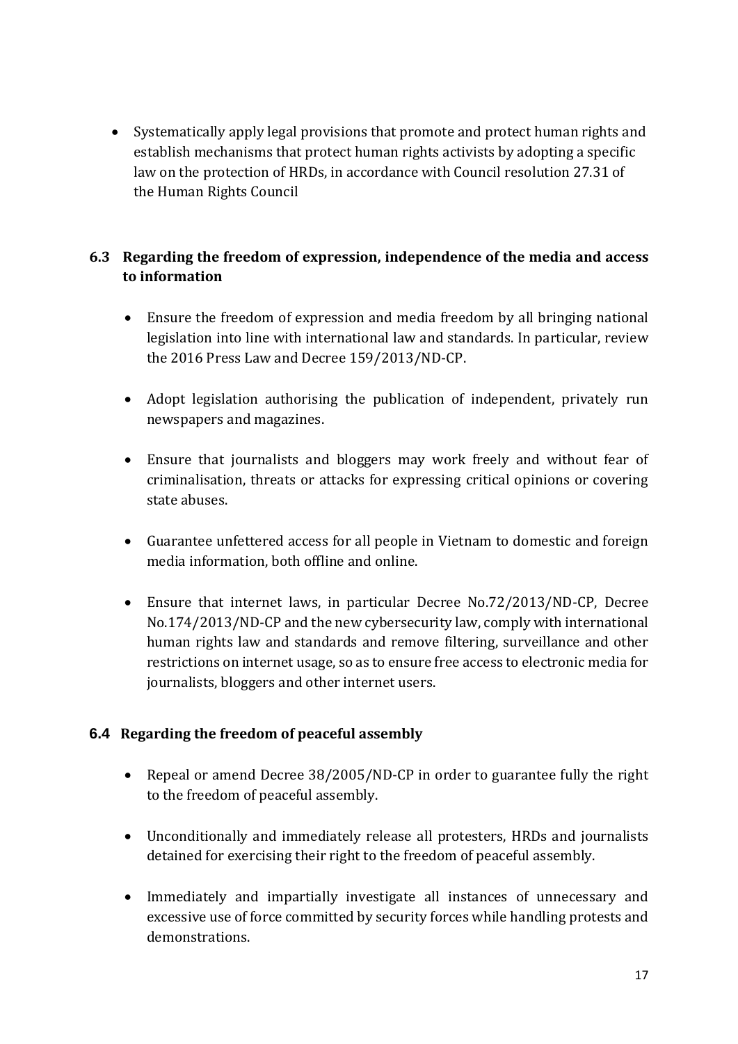- Systematically apply legal provisions that promote and protect human rights and establish mechanisms that protect human rights activists by adopting a specific law on the protection of HRDs, in accordance with Council resolution 27.31 of the Human Rights Council

### 6.3 Regarding the freedom of expression, independence of the media and access to information

- Ensure the freedom of expression and media freedom by all bringing national legislation into line with international law and standards. In particular, review the 2016 Press Law and Decree 159/2013/ND-CP.
- Adopt legislation authorising the publication of independent, privately run newspapers and magazines.
- Ensure that journalists and bloggers may work freely and without fear of criminalisation, threats or attacks for expressing critical opinions or covering state abuses.
- Guarantee unfettered access for all people in Vietnam to domestic and foreign media information, both offline and online.
- Ensure that internet laws, in particular Decree No.72/2013/ND-CP, Decree No.174/2013/ND-CP and the new cybersecurity law, comply with international human rights law and standards and remove filtering, surveillance and other restrictions on internet usage, so as to ensure free access to electronic media for journalists, bloggers and other internet users.

### 6.4 Regarding the freedom of peaceful assembly

- Repeal or amend Decree 38/2005/ND-CP in order to guarantee fully the right to the freedom of peaceful assembly.
- Unconditionally and immediately release all protesters, HRDs and journalists detained for exercising their right to the freedom of peaceful assembly.
- Immediately and impartially investigate all instances of unnecessary and excessive use of force committed by security forces while handling protests and demonstrations.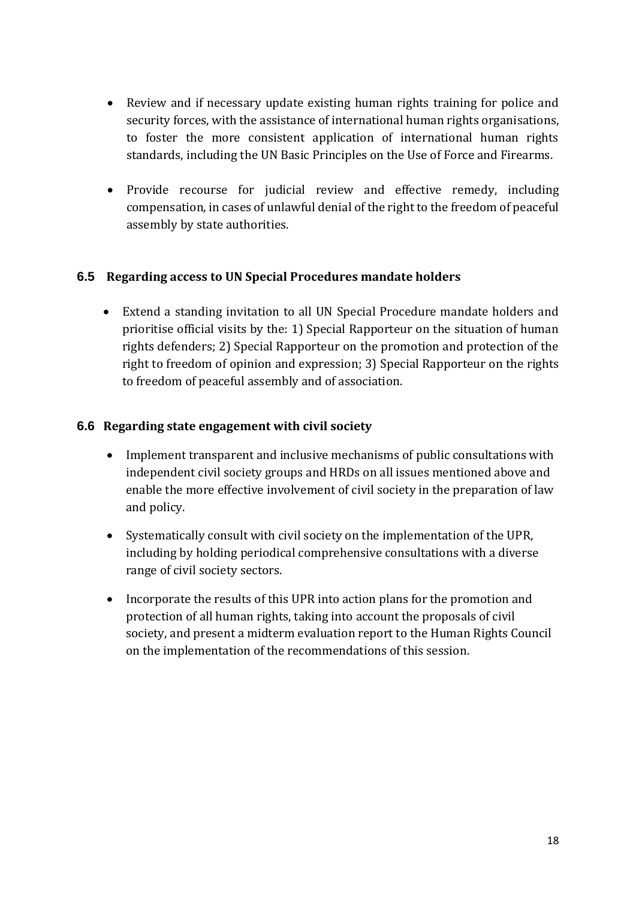- Review and if necessary update existing human rights training for police and security forces, with the assistance of international human rights organisations, to foster the more consistent application of international human rights standards, including the UN Basic Principles on the Use of Force and Firearms.

- Provide recourse for judicial review and effective remedy, including compensation, in cases of unlawful denial of the right to the freedom of peaceful assembly by state authorities.

### 6.5 Regarding access to UN Special Procedures mandate holders

- Extend a standing invitation to all UN Special Procedure mandate holders and prioritise official visits by the: 1) Special Rapporteur on the situation of human rights defenders; 2) Special Rapporteur on the promotion and protection of the right to freedom of opinion and expression; 3) Special Rapporteur on the rights to freedom of peaceful assembly and of association.

### 6.6 Regarding state engagement with civil society

- Implement transparent and inclusive mechanisms of public consultations with independent civil society groups and HRDs on all issues mentioned above and enable the more effective involvement of civil society in the preparation of law and policy.

- Systematically consult with civil society on the implementation of the UPR, including by holding periodical comprehensive consultations with a diverse range of civil society sectors.

- Incorporate the results of this UPR into action plans for the promotion and protection of all human rights, taking into account the proposals of civil society, and present a midterm evaluation report to the Human Rights Council on the implementation of the recommendations of this session.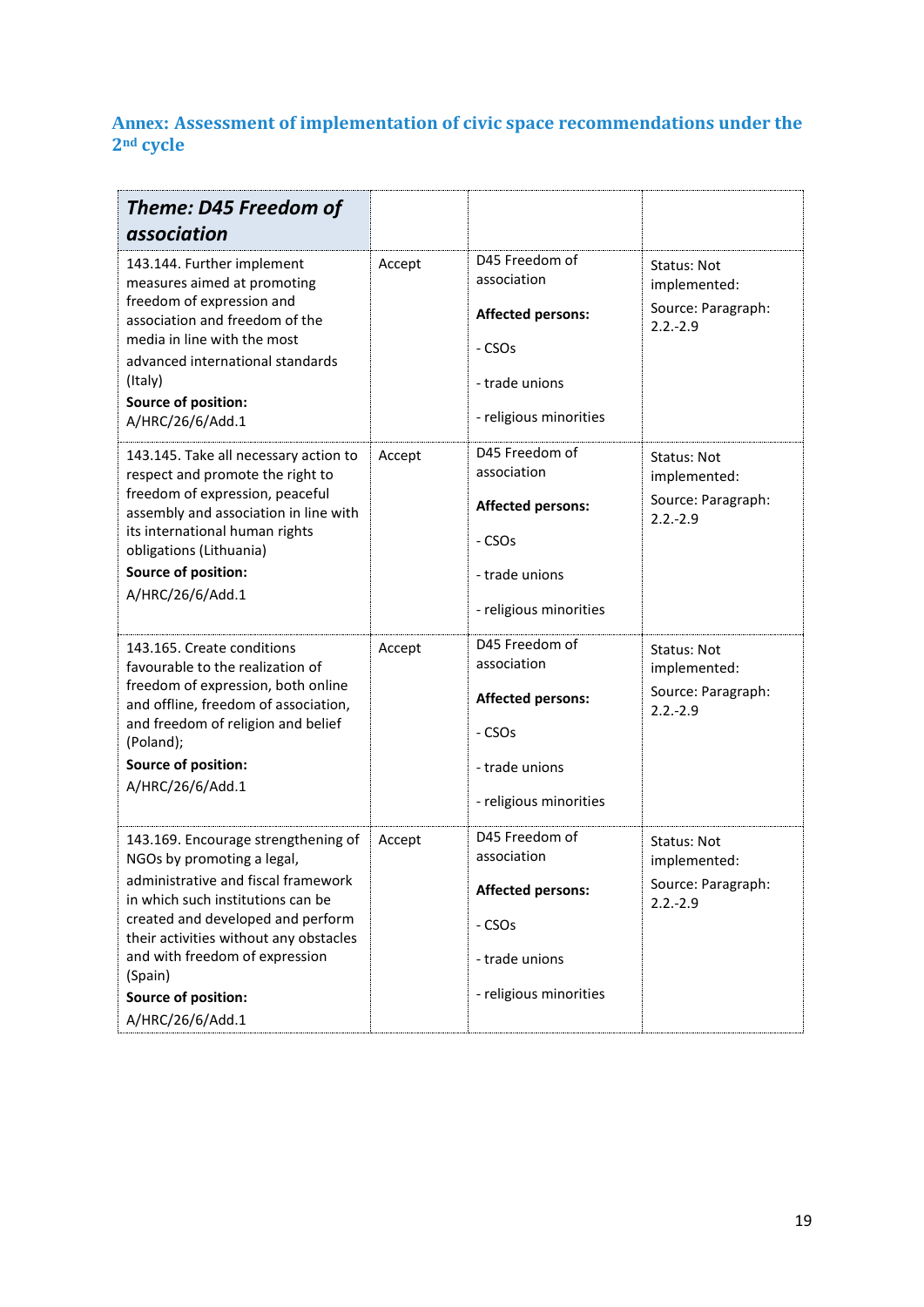## Annex: Assessment of implementation of civic space recommendations under the 2nd cycle

| ***Theme: D45 Freedom of association*** | | | |
|---|---|---|---|
| 143.144. Further implement measures aimed at promoting freedom of expression and association and freedom of the media in line with the most advanced international standards (Italy)<br>**Source of position:** A/HRC/26/6/Add.1 | Accept | D45 Freedom of association<br>**Affected persons:**<br>- CSOs<br>- trade unions<br>- religious minorities | Status: Not implemented:<br>Source: Paragraph: 2.2.-2.9 |
| 143.145. Take all necessary action to respect and promote the right to freedom of expression, peaceful assembly and association in line with its international human rights obligations (Lithuania)<br>**Source of position:** A/HRC/26/6/Add.1 | Accept | D45 Freedom of association<br>**Affected persons:**<br>- CSOs<br>- trade unions<br>- religious minorities | Status: Not implemented:<br>Source: Paragraph: 2.2.-2.9 |
| 143.165. Create conditions favourable to the realization of freedom of expression, both online and offline, freedom of association, and freedom of religion and belief (Poland);<br>**Source of position:** A/HRC/26/6/Add.1 | Accept | D45 Freedom of association<br>**Affected persons:**<br>- CSOs<br>- trade unions<br>- religious minorities | Status: Not implemented:<br>Source: Paragraph: 2.2.-2.9 |
| 143.169. Encourage strengthening of NGOs by promoting a legal, administrative and fiscal framework in which such institutions can be created and developed and perform their activities without any obstacles and with freedom of expression (Spain)<br>**Source of position:** A/HRC/26/6/Add.1 | Accept | D45 Freedom of association<br>**Affected persons:**<br>- CSOs<br>- trade unions<br>- religious minorities | Status: Not implemented:<br>Source: Paragraph: 2.2.-2.9 |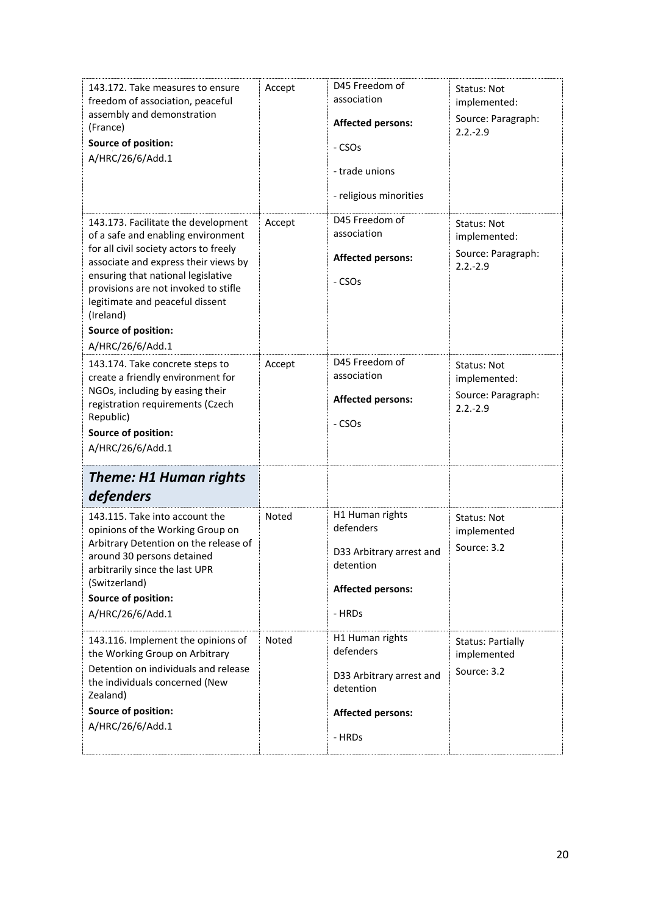| | | | |
|---|---|---|---|
| 143.172. Take measures to ensure freedom of association, peaceful assembly and demonstration (France)<br>**Source of position:**<br>A/HRC/26/6/Add.1 | Accept | D45 Freedom of association<br>**Affected persons:**<br>- CSOs<br>- trade unions<br>- religious minorities | Status: Not implemented:<br>Source: Paragraph: 2.2.-2.9 |
| 143.173. Facilitate the development of a safe and enabling environment for all civil society actors to freely associate and express their views by ensuring that national legislative provisions are not invoked to stifle legitimate and peaceful dissent (Ireland)<br>**Source of position:**<br>A/HRC/26/6/Add.1 | Accept | D45 Freedom of association<br>**Affected persons:**<br>- CSOs | Status: Not implemented:<br>Source: Paragraph: 2.2.-2.9 |
| 143.174. Take concrete steps to create a friendly environment for NGOs, including by easing their registration requirements (Czech Republic)<br>**Source of position:**<br>A/HRC/26/6/Add.1 | Accept | D45 Freedom of association<br>**Affected persons:**<br>- CSOs | Status: Not implemented:<br>Source: Paragraph: 2.2.-2.9 |
| ***Theme: H1 Human rights defenders*** | | | |
| 143.115. Take into account the opinions of the Working Group on Arbitrary Detention on the release of around 30 persons detained arbitrarily since the last UPR (Switzerland)<br>**Source of position:**<br>A/HRC/26/6/Add.1 | Noted | H1 Human rights defenders<br>D33 Arbitrary arrest and detention<br>**Affected persons:**<br>- HRDs | Status: Not implemented<br>Source: 3.2 |
| 143.116. Implement the opinions of the Working Group on Arbitrary Detention on individuals and release the individuals concerned (New Zealand)<br>**Source of position:**<br>A/HRC/26/6/Add.1 | Noted | H1 Human rights defenders<br>D33 Arbitrary arrest and detention<br>**Affected persons:**<br>- HRDs | Status: Partially implemented<br>Source: 3.2 |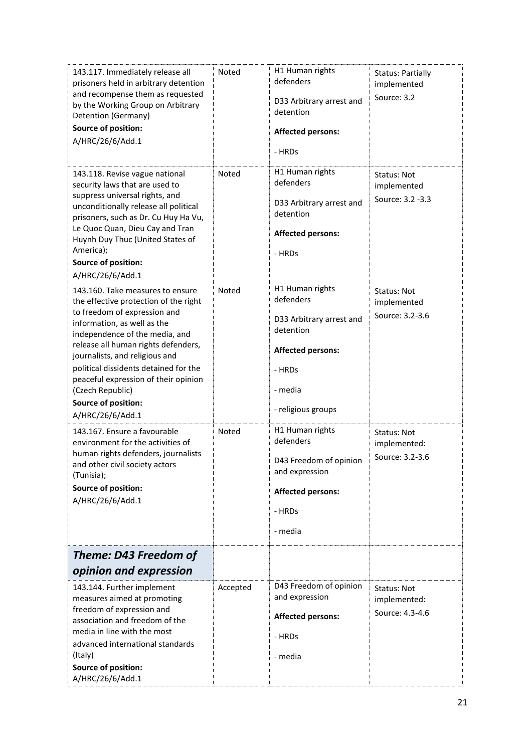| | | | |
|---|---|---|---|
| 143.117. Immediately release all prisoners held in arbitrary detention and recompense them as requested by the Working Group on Arbitrary Detention (Germany)<br>**Source of position:**<br>A/HRC/26/6/Add.1 | Noted | H1 Human rights defenders<br><br>D33 Arbitrary arrest and detention<br><br>**Affected persons:**<br><br>- HRDs | Status: Partially implemented<br>Source: 3.2 |
| 143.118. Revise vague national security laws that are used to suppress universal rights, and unconditionally release all political prisoners, such as Dr. Cu Huy Ha Vu, Le Quoc Quan, Dieu Cay and Tran Huynh Duy Thuc (United States of America);<br>**Source of position:**<br>A/HRC/26/6/Add.1 | Noted | H1 Human rights defenders<br><br>D33 Arbitrary arrest and detention<br><br>**Affected persons:**<br><br>- HRDs | Status: Not implemented<br>Source: 3.2 -3.3 |
| 143.160. Take measures to ensure the effective protection of the right to freedom of expression and information, as well as the independence of the media, and release all human rights defenders, journalists, and religious and political dissidents detained for the peaceful expression of their opinion (Czech Republic)<br>**Source of position:**<br>A/HRC/26/6/Add.1 | Noted | H1 Human rights defenders<br><br>D33 Arbitrary arrest and detention<br><br>**Affected persons:**<br><br>- HRDs<br><br>- media<br><br>- religious groups | Status: Not implemented<br>Source: 3.2-3.6 |
| 143.167. Ensure a favourable environment for the activities of human rights defenders, journalists and other civil society actors (Tunisia);<br>**Source of position:**<br>A/HRC/26/6/Add.1 | Noted | H1 Human rights defenders<br><br>D43 Freedom of opinion and expression<br><br>**Affected persons:**<br><br>- HRDs<br><br>- media | Status: Not implemented:<br>Source: 3.2-3.6 |
| ***Theme: D43 Freedom of opinion and expression*** | | | |
| 143.144. Further implement measures aimed at promoting freedom of expression and association and freedom of the media in line with the most advanced international standards (Italy)<br>**Source of position:**<br>A/HRC/26/6/Add.1 | Accepted | D43 Freedom of opinion and expression<br><br>**Affected persons:**<br><br>- HRDs<br><br>- media | Status: Not implemented:<br>Source: 4.3-4.6 |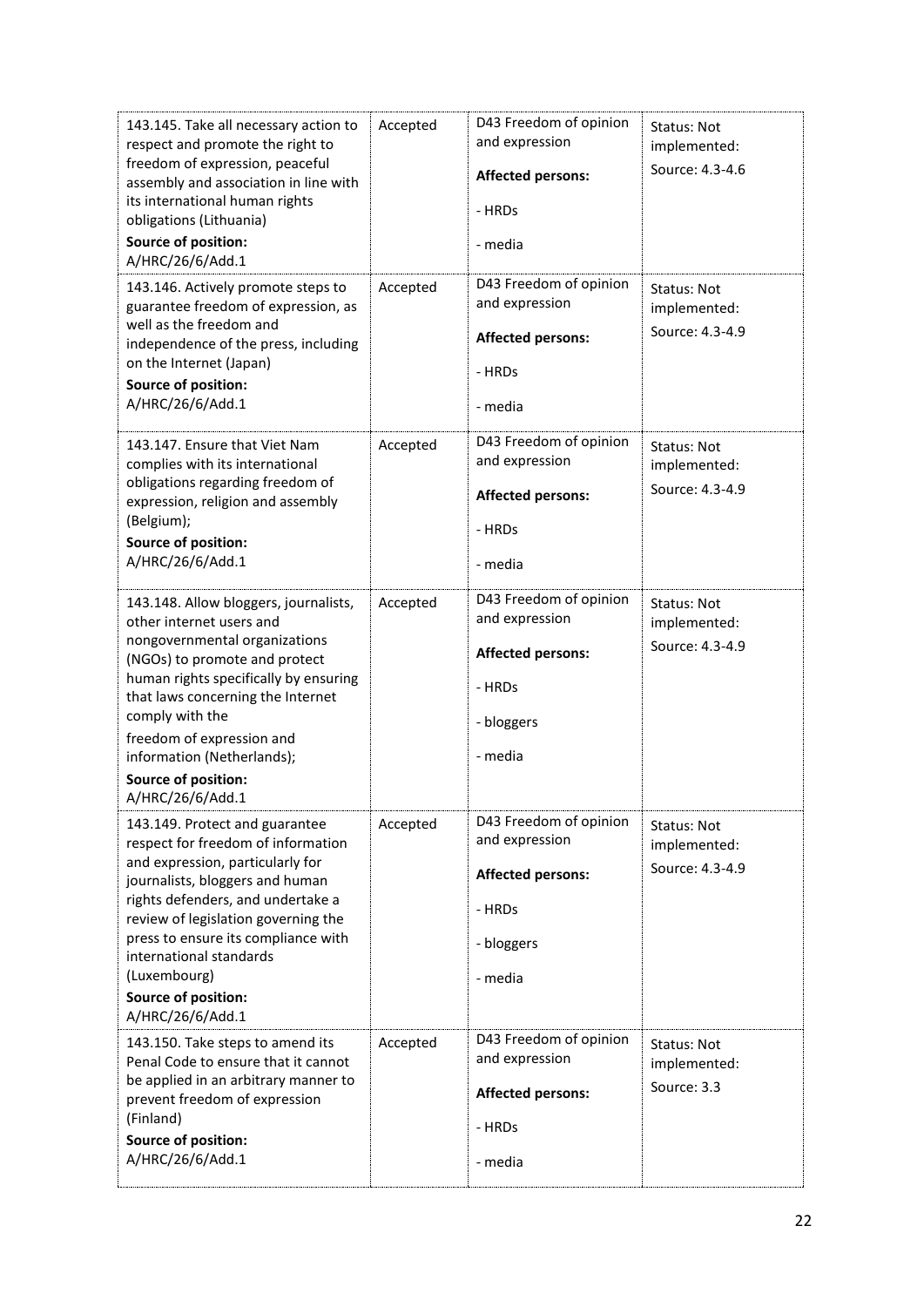| | | | |
|---|---|---|---|
| 143.145. Take all necessary action to respect and promote the right to freedom of expression, peaceful assembly and association in line with its international human rights obligations (Lithuania)<br>**Source of position:**<br>A/HRC/26/6/Add.1 | Accepted | D43 Freedom of opinion and expression<br>**Affected persons:**<br>- HRDs<br>- media | Status: Not implemented:<br>Source: 4.3-4.6 |
| 143.146. Actively promote steps to guarantee freedom of expression, as well as the freedom and independence of the press, including on the Internet (Japan)<br>**Source of position:**<br>A/HRC/26/6/Add.1 | Accepted | D43 Freedom of opinion and expression<br>**Affected persons:**<br>- HRDs<br>- media | Status: Not implemented:<br>Source: 4.3-4.9 |
| 143.147. Ensure that Viet Nam complies with its international obligations regarding freedom of expression, religion and assembly (Belgium);<br>**Source of position:**<br>A/HRC/26/6/Add.1 | Accepted | D43 Freedom of opinion and expression<br>**Affected persons:**<br>- HRDs<br>- media | Status: Not implemented:<br>Source: 4.3-4.9 |
| 143.148. Allow bloggers, journalists, other internet users and nongovernmental organizations (NGOs) to promote and protect human rights specifically by ensuring that laws concerning the Internet comply with the freedom of expression and information (Netherlands);<br>**Source of position:**<br>A/HRC/26/6/Add.1 | Accepted | D43 Freedom of opinion and expression<br>**Affected persons:**<br>- HRDs<br>- bloggers<br>- media | Status: Not implemented:<br>Source: 4.3-4.9 |
| 143.149. Protect and guarantee respect for freedom of information and expression, particularly for journalists, bloggers and human rights defenders, and undertake a review of legislation governing the press to ensure its compliance with international standards (Luxembourg)<br>**Source of position:**<br>A/HRC/26/6/Add.1 | Accepted | D43 Freedom of opinion and expression<br>**Affected persons:**<br>- HRDs<br>- bloggers<br>- media | Status: Not implemented:<br>Source: 4.3-4.9 |
| 143.150. Take steps to amend its Penal Code to ensure that it cannot be applied in an arbitrary manner to prevent freedom of expression (Finland)<br>**Source of position:**<br>A/HRC/26/6/Add.1 | Accepted | D43 Freedom of opinion and expression<br>**Affected persons:**<br>- HRDs<br>- media | Status: Not implemented:<br>Source: 3.3 |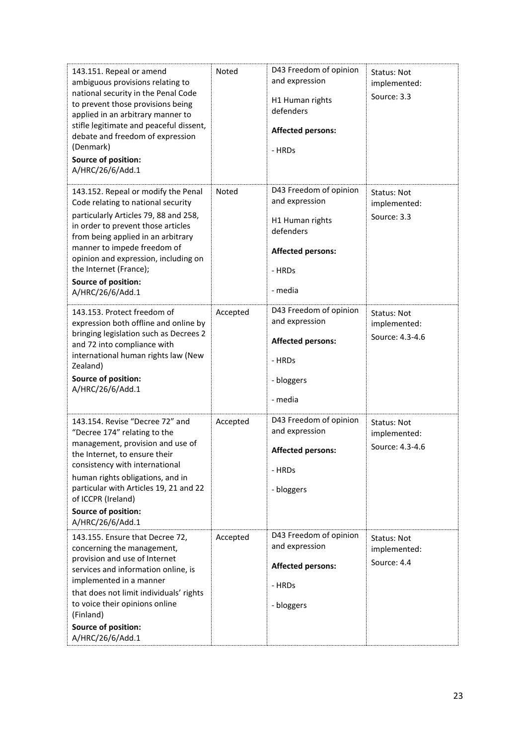| | | | |
|---|---|---|---|
| 143.151. Repeal or amend ambiguous provisions relating to national security in the Penal Code to prevent those provisions being applied in an arbitrary manner to stifle legitimate and peaceful dissent, debate and freedom of expression (Denmark)<br>**Source of position:** A/HRC/26/6/Add.1 | Noted | D43 Freedom of opinion and expression<br>H1 Human rights defenders<br>**Affected persons:**<br>- HRDs | Status: Not implemented:<br>Source: 3.3 |
| 143.152. Repeal or modify the Penal Code relating to national security particularly Articles 79, 88 and 258, in order to prevent those articles from being applied in an arbitrary manner to impede freedom of opinion and expression, including on the Internet (France);<br>**Source of position:** A/HRC/26/6/Add.1 | Noted | D43 Freedom of opinion and expression<br>H1 Human rights defenders<br>**Affected persons:**<br>- HRDs<br>- media | Status: Not implemented:<br>Source: 3.3 |
| 143.153. Protect freedom of expression both offline and online by bringing legislation such as Decrees 2 and 72 into compliance with international human rights law (New Zealand)<br>**Source of position:** A/HRC/26/6/Add.1 | Accepted | D43 Freedom of opinion and expression<br>**Affected persons:**<br>- HRDs<br>- bloggers<br>- media | Status: Not implemented:<br>Source: 4.3-4.6 |
| 143.154. Revise "Decree 72" and "Decree 174" relating to the management, provision and use of the Internet, to ensure their consistency with international human rights obligations, and in particular with Articles 19, 21 and 22 of ICCPR (Ireland)<br>**Source of position:** A/HRC/26/6/Add.1 | Accepted | D43 Freedom of opinion and expression<br>**Affected persons:**<br>- HRDs<br>- bloggers | Status: Not implemented:<br>Source: 4.3-4.6 |
| 143.155. Ensure that Decree 72, concerning the management, provision and use of Internet services and information online, is implemented in a manner that does not limit individuals' rights to voice their opinions online (Finland)<br>**Source of position:** A/HRC/26/6/Add.1 | Accepted | D43 Freedom of opinion and expression<br>**Affected persons:**<br>- HRDs<br>- bloggers | Status: Not implemented:<br>Source: 4.4 |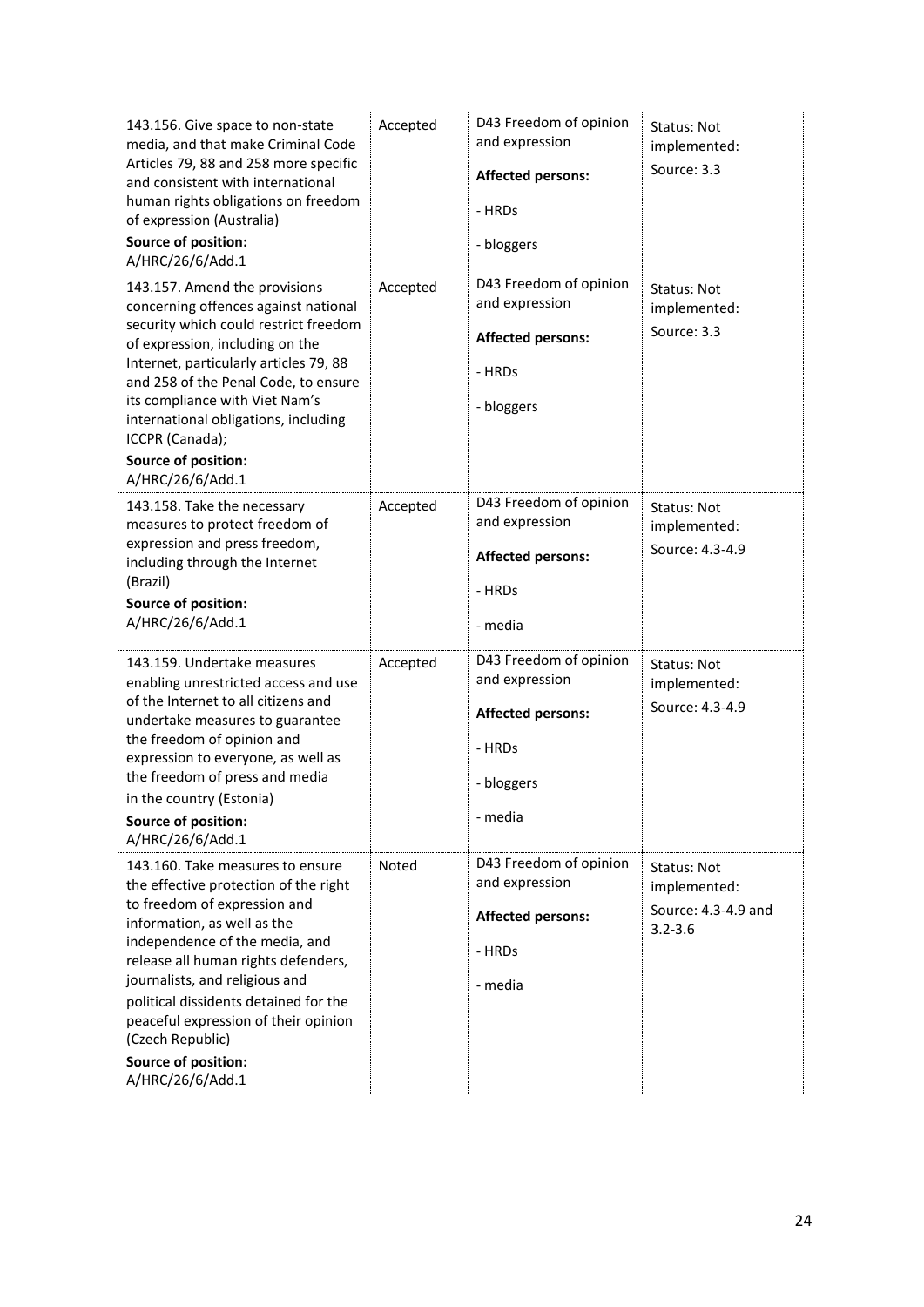| | | | |
|---|---|---|---|
| 143.156. Give space to non-state media, and that make Criminal Code Articles 79, 88 and 258 more specific and consistent with international human rights obligations on freedom of expression (Australia)<br>**Source of position:** A/HRC/26/6/Add.1 | Accepted | D43 Freedom of opinion and expression<br>**Affected persons:**<br>- HRDs<br>- bloggers | Status: Not implemented:<br>Source: 3.3 |
| 143.157. Amend the provisions concerning offences against national security which could restrict freedom of expression, including on the Internet, particularly articles 79, 88 and 258 of the Penal Code, to ensure its compliance with Viet Nam's international obligations, including ICCPR (Canada);<br>**Source of position:** A/HRC/26/6/Add.1 | Accepted | D43 Freedom of opinion and expression<br>**Affected persons:**<br>- HRDs<br>- bloggers | Status: Not implemented:<br>Source: 3.3 |
| 143.158. Take the necessary measures to protect freedom of expression and press freedom, including through the Internet (Brazil)<br>**Source of position:** A/HRC/26/6/Add.1 | Accepted | D43 Freedom of opinion and expression<br>**Affected persons:**<br>- HRDs<br>- media | Status: Not implemented:<br>Source: 4.3-4.9 |
| 143.159. Undertake measures enabling unrestricted access and use of the Internet to all citizens and undertake measures to guarantee the freedom of opinion and expression to everyone, as well as the freedom of press and media in the country (Estonia)<br>**Source of position:** A/HRC/26/6/Add.1 | Accepted | D43 Freedom of opinion and expression<br>**Affected persons:**<br>- HRDs<br>- bloggers<br>- media | Status: Not implemented:<br>Source: 4.3-4.9 |
| 143.160. Take measures to ensure the effective protection of the right to freedom of expression and information, as well as the independence of the media, and release all human rights defenders, journalists, and religious and political dissidents detained for the peaceful expression of their opinion (Czech Republic)<br>**Source of position:** A/HRC/26/6/Add.1 | Noted | D43 Freedom of opinion and expression<br>**Affected persons:**<br>- HRDs<br>- media | Status: Not implemented:<br>Source: 4.3-4.9 and 3.2-3.6 |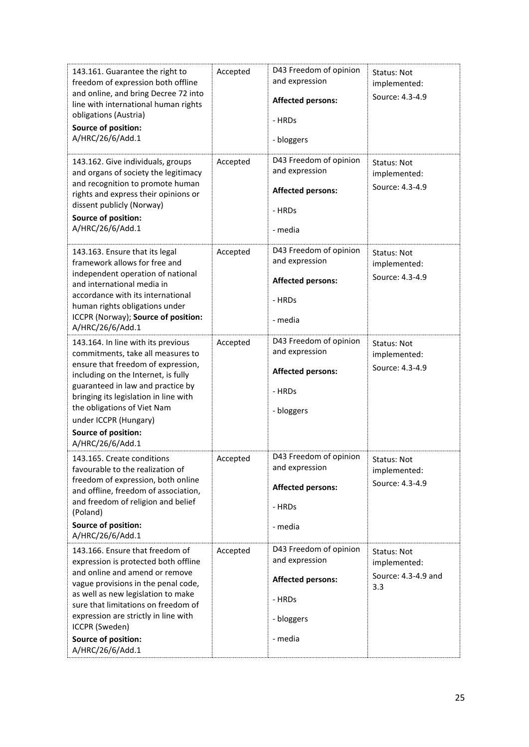| | | | |
|---|---|---|---|
| 143.161. Guarantee the right to freedom of expression both offline and online, and bring Decree 72 into line with international human rights obligations (Austria)<br>**Source of position:**<br>A/HRC/26/6/Add.1 | Accepted | D43 Freedom of opinion and expression<br>**Affected persons:**<br>- HRDs<br>- bloggers | Status: Not implemented:<br>Source: 4.3-4.9 |
| 143.162. Give individuals, groups and organs of society the legitimacy and recognition to promote human rights and express their opinions or dissent publicly (Norway)<br>**Source of position:**<br>A/HRC/26/6/Add.1 | Accepted | D43 Freedom of opinion and expression<br>**Affected persons:**<br>- HRDs<br>- media | Status: Not implemented:<br>Source: 4.3-4.9 |
| 143.163. Ensure that its legal framework allows for free and independent operation of national and international media in accordance with its international human rights obligations under ICCPR (Norway); **Source of position:** A/HRC/26/6/Add.1 | Accepted | D43 Freedom of opinion and expression<br>**Affected persons:**<br>- HRDs<br>- media | Status: Not implemented:<br>Source: 4.3-4.9 |
| 143.164. In line with its previous commitments, take all measures to ensure that freedom of expression, including on the Internet, is fully guaranteed in law and practice by bringing its legislation in line with the obligations of Viet Nam under ICCPR (Hungary)<br>**Source of position:**<br>A/HRC/26/6/Add.1 | Accepted | D43 Freedom of opinion and expression<br>**Affected persons:**<br>- HRDs<br>- bloggers | Status: Not implemented:<br>Source: 4.3-4.9 |
| 143.165. Create conditions favourable to the realization of freedom of expression, both online and offline, freedom of association, and freedom of religion and belief (Poland)<br>**Source of position:**<br>A/HRC/26/6/Add.1 | Accepted | D43 Freedom of opinion and expression<br>**Affected persons:**<br>- HRDs<br>- media | Status: Not implemented:<br>Source: 4.3-4.9 |
| 143.166. Ensure that freedom of expression is protected both offline and online and amend or remove vague provisions in the penal code, as well as new legislation to make sure that limitations on freedom of expression are strictly in line with ICCPR (Sweden)<br>**Source of position:**<br>A/HRC/26/6/Add.1 | Accepted | D43 Freedom of opinion and expression<br>**Affected persons:**<br>- HRDs<br>- bloggers<br>- media | Status: Not implemented:<br>Source: 4.3-4.9 and 3.3 |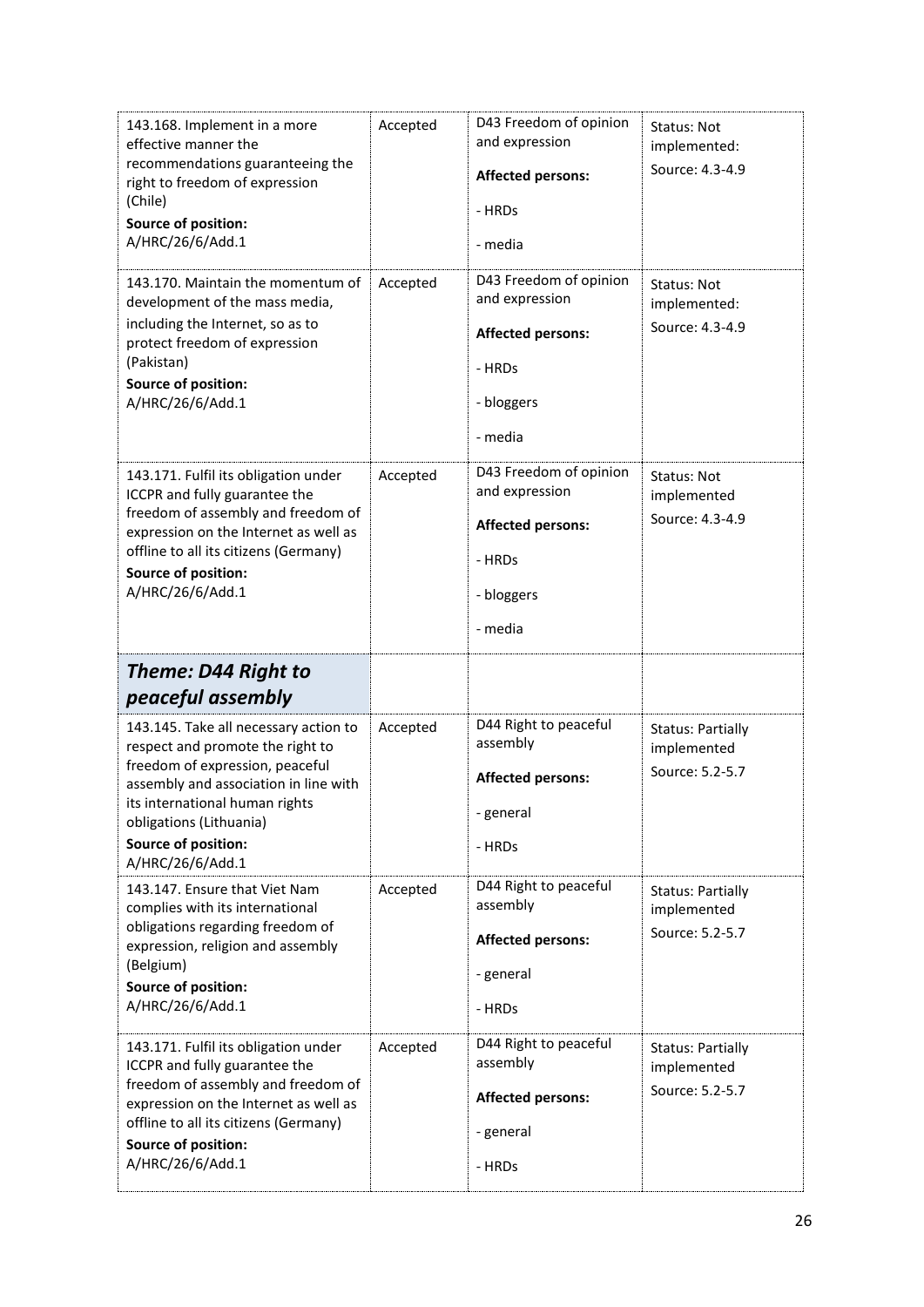| | | | |
|---|---|---|---|
| 143.168. Implement in a more effective manner the recommendations guaranteeing the right to freedom of expression (Chile)<br>**Source of position:**<br>A/HRC/26/6/Add.1 | Accepted | D43 Freedom of opinion and expression<br>**Affected persons:**<br>- HRDs<br>- media | Status: Not implemented:<br>Source: 4.3-4.9 |
| 143.170. Maintain the momentum of development of the mass media, including the Internet, so as to protect freedom of expression (Pakistan)<br>**Source of position:**<br>A/HRC/26/6/Add.1 | Accepted | D43 Freedom of opinion and expression<br>**Affected persons:**<br>- HRDs<br>- bloggers<br>- media | Status: Not implemented:<br>Source: 4.3-4.9 |
| 143.171. Fulfil its obligation under ICCPR and fully guarantee the freedom of assembly and freedom of expression on the Internet as well as offline to all its citizens (Germany)<br>**Source of position:**<br>A/HRC/26/6/Add.1 | Accepted | D43 Freedom of opinion and expression<br>**Affected persons:**<br>- HRDs<br>- bloggers<br>- media | Status: Not implemented<br>Source: 4.3-4.9 |
| ***Theme: D44 Right to peaceful assembly*** | | | |
| 143.145. Take all necessary action to respect and promote the right to freedom of expression, peaceful assembly and association in line with its international human rights obligations (Lithuania)<br>**Source of position:**<br>A/HRC/26/6/Add.1 | Accepted | D44 Right to peaceful assembly<br>**Affected persons:**<br>- general<br>- HRDs | Status: Partially implemented<br>Source: 5.2-5.7 |
| 143.147. Ensure that Viet Nam complies with its international obligations regarding freedom of expression, religion and assembly (Belgium)<br>**Source of position:**<br>A/HRC/26/6/Add.1 | Accepted | D44 Right to peaceful assembly<br>**Affected persons:**<br>- general<br>- HRDs | Status: Partially implemented<br>Source: 5.2-5.7 |
| 143.171. Fulfil its obligation under ICCPR and fully guarantee the freedom of assembly and freedom of expression on the Internet as well as offline to all its citizens (Germany)<br>**Source of position:**<br>A/HRC/26/6/Add.1 | Accepted | D44 Right to peaceful assembly<br>**Affected persons:**<br>- general<br>- HRDs | Status: Partially implemented<br>Source: 5.2-5.7 |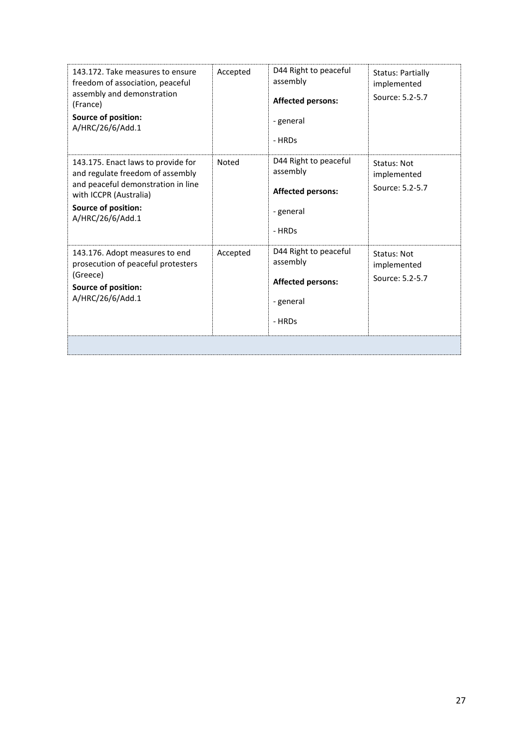| | | | |
|---|---|---|---|
| 143.172. Take measures to ensure freedom of association, peaceful assembly and demonstration (France)<br>**Source of position:** A/HRC/26/6/Add.1 | Accepted | D44 Right to peaceful assembly<br>**Affected persons:**<br>- general<br>- HRDs | Status: Partially implemented<br>Source: 5.2-5.7 |
| 143.175. Enact laws to provide for and regulate freedom of assembly and peaceful demonstration in line with ICCPR (Australia)<br>**Source of position:** A/HRC/26/6/Add.1 | Noted | D44 Right to peaceful assembly<br>**Affected persons:**<br>- general<br>- HRDs | Status: Not implemented<br>Source: 5.2-5.7 |
| 143.176. Adopt measures to end prosecution of peaceful protesters (Greece)<br>**Source of position:** A/HRC/26/6/Add.1 | Accepted | D44 Right to peaceful assembly<br>**Affected persons:**<br>- general<br>- HRDs | Status: Not implemented<br>Source: 5.2-5.7 |